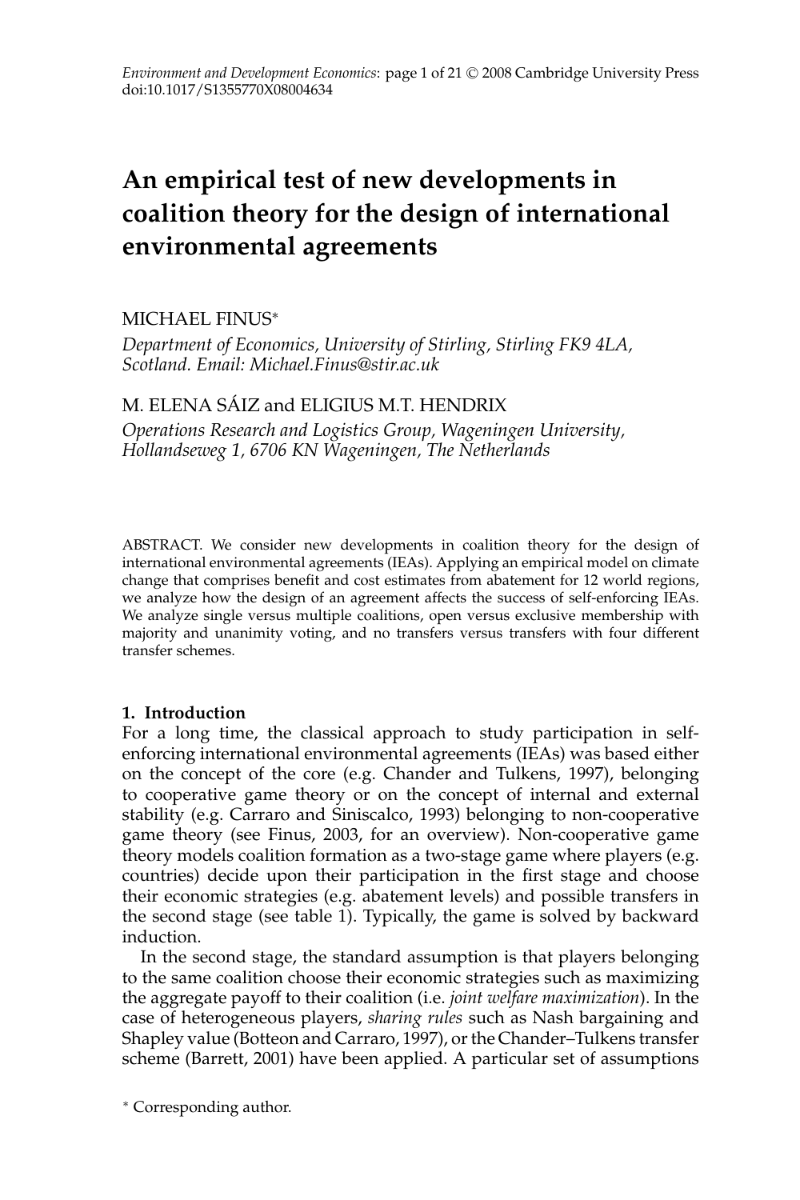# An empirical test of new developments in coalition theory for the design of international environmental agreements

MICHAEL FINUS*

*Department of Economics, University of Stirling, Stirling FK9 4LA, Scotland. Email: Michael.Finus@stir.ac.uk*

M. ELENA SÁIZ and ELIGIUS M.T. HENDRIX

*Operations Research and Logistics Group, Wageningen University, Hollandseweg 1, 6706 KN Wageningen, The Netherlands*

ABSTRACT. We consider new developments in coalition theory for the design of international environmental agreements (IEAs). Applying an empirical model on climate change that comprises benefit and cost estimates from abatement for 12 world regions, we analyze how the design of an agreement affects the success of self-enforcing IEAs. We analyze single versus multiple coalitions, open versus exclusive membership with majority and unanimity voting, and no transfers versus transfers with four different transfer schemes.

## 1. Introduction

For a long time, the classical approach to study participation in self-enforcing international environmental agreements (IEAs) was based either on the concept of the core (e.g. Chander and Tulkens, 1997), belonging to cooperative game theory or on the concept of internal and external stability (e.g. Carraro and Siniscalco, 1993) belonging to non-cooperative game theory (see Finus, 2003, for an overview). Non-cooperative game theory models coalition formation as a two-stage game where players (e.g. countries) decide upon their participation in the first stage and choose their economic strategies (e.g. abatement levels) and possible transfers in the second stage (see table 1). Typically, the game is solved by backward induction.

In the second stage, the standard assumption is that players belonging to the same coalition choose their economic strategies such as maximizing the aggregate payoff to their coalition (i.e. *joint welfare maximization*). In the case of heterogeneous players, *sharing rules* such as Nash bargaining and Shapley value (Botteon and Carraro, 1997), or the Chander–Tulkens transfer scheme (Barrett, 2001) have been applied. A particular set of assumptions

* Corresponding author.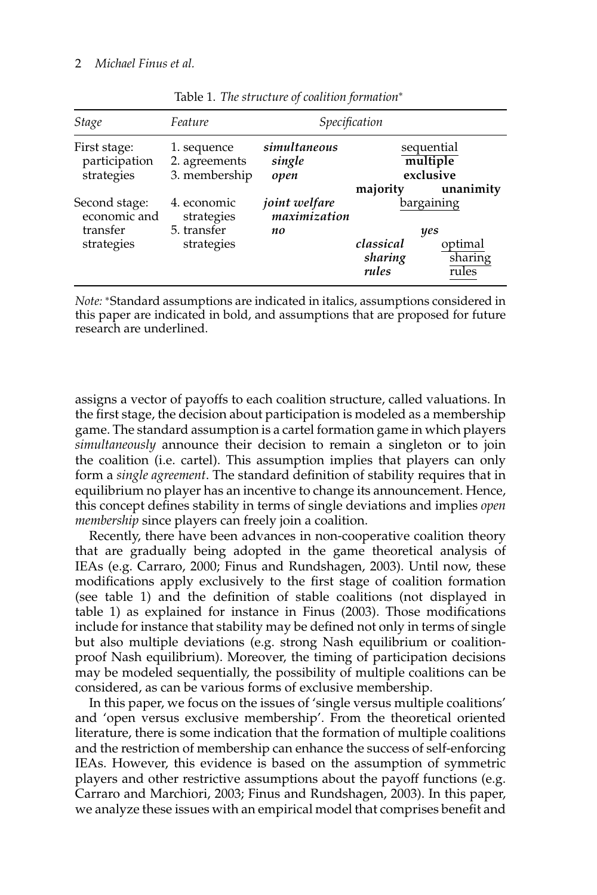Table 1. *The structure of coalition formation**

| *Stage* | *Feature* | *Specification* | | |
|---|---|---|---|---|
| First stage: participation strategies | 1. sequence | *simultaneous* | sequential | |
| | 2. agreements | *single* | **multiple** | |
| | 3. membership | *open* | **exclusive** | |
| | | | **majority** | **unanimity** |
| Second stage: economic and transfer strategies | 4. economic strategies | *joint welfare maximization* | bargaining | |
| | 5. transfer strategies | *no* | *yes* | |
| | | | *classical sharing rules* | optimal sharing rules |

*Note:* *Standard assumptions are indicated in italics, assumptions considered in this paper are indicated in bold, and assumptions that are proposed for future research are underlined.

assigns a vector of payoffs to each coalition structure, called valuations. In the first stage, the decision about participation is modeled as a membership game. The standard assumption is a cartel formation game in which players *simultaneously* announce their decision to remain a singleton or to join the coalition (i.e. cartel). This assumption implies that players can only form a *single agreement*. The standard definition of stability requires that in equilibrium no player has an incentive to change its announcement. Hence, this concept defines stability in terms of single deviations and implies *open membership* since players can freely join a coalition.

Recently, there have been advances in non-cooperative coalition theory that are gradually being adopted in the game theoretical analysis of IEAs (e.g. Carraro, 2000; Finus and Rundshagen, 2003). Until now, these modifications apply exclusively to the first stage of coalition formation (see table 1) and the definition of stable coalitions (not displayed in table 1) as explained for instance in Finus (2003). Those modifications include for instance that stability may be defined not only in terms of single but also multiple deviations (e.g. strong Nash equilibrium or coalition-proof Nash equilibrium). Moreover, the timing of participation decisions may be modeled sequentially, the possibility of multiple coalitions can be considered, as can be various forms of exclusive membership.

In this paper, we focus on the issues of 'single versus multiple coalitions' and 'open versus exclusive membership'. From the theoretical oriented literature, there is some indication that the formation of multiple coalitions and the restriction of membership can enhance the success of self-enforcing IEAs. However, this evidence is based on the assumption of symmetric players and other restrictive assumptions about the payoff functions (e.g. Carraro and Marchiori, 2003; Finus and Rundshagen, 2003). In this paper, we analyze these issues with an empirical model that comprises benefit and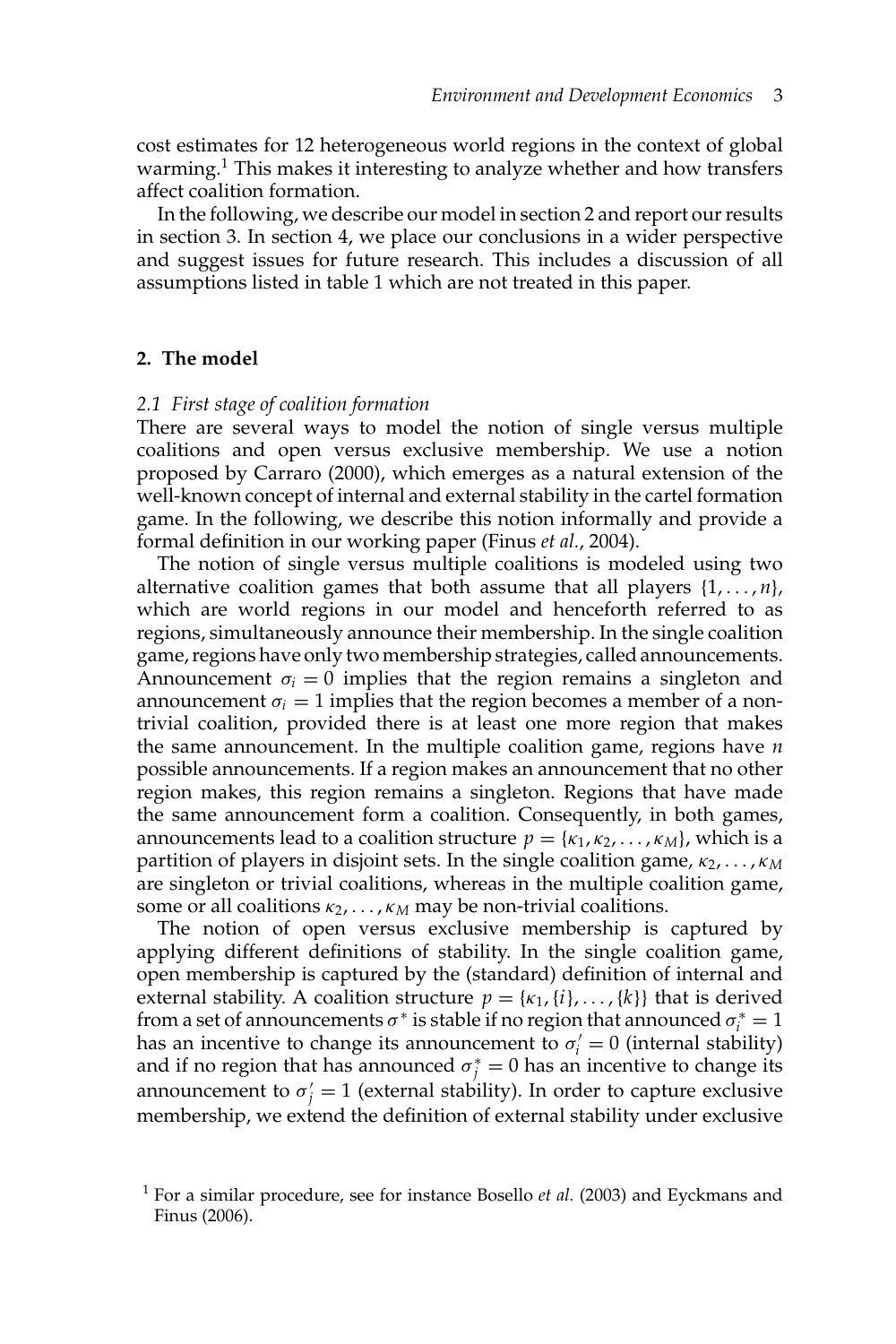cost estimates for 12 heterogeneous world regions in the context of global warming.[1] This makes it interesting to analyze whether and how transfers affect coalition formation.

In the following, we describe our model in section 2 and report our results in section 3. In section 4, we place our conclusions in a wider perspective and suggest issues for future research. This includes a discussion of all assumptions listed in table 1 which are not treated in this paper.

## 2. The model

### *2.1 First stage of coalition formation*

There are several ways to model the notion of single versus multiple coalitions and open versus exclusive membership. We use a notion proposed by Carraro (2000), which emerges as a natural extension of the well-known concept of internal and external stability in the cartel formation game. In the following, we describe this notion informally and provide a formal definition in our working paper (Finus *et al.*, 2004).

The notion of single versus multiple coalitions is modeled using two alternative coalition games that both assume that all players $\{1, \ldots, n\}$, which are world regions in our model and henceforth referred to as regions, simultaneously announce their membership. In the single coalition game, regions have only two membership strategies, called announcements. Announcement $\sigma_i = 0$ implies that the region remains a singleton and announcement $\sigma_i = 1$ implies that the region becomes a member of a non-trivial coalition, provided there is at least one more region that makes the same announcement. In the multiple coalition game, regions have $n$ possible announcements. If a region makes an announcement that no other region makes, this region remains a singleton. Regions that have made the same announcement form a coalition. Consequently, in both games, announcements lead to a coalition structure $p = \{\kappa_1, \kappa_2, \ldots, \kappa_M\}$, which is a partition of players in disjoint sets. In the single coalition game, $\kappa_2, \ldots, \kappa_M$ are singleton or trivial coalitions, whereas in the multiple coalition game, some or all coalitions $\kappa_2, \ldots, \kappa_M$ may be non-trivial coalitions.

The notion of open versus exclusive membership is captured by applying different definitions of stability. In the single coalition game, open membership is captured by the (standard) definition of internal and external stability. A coalition structure $p = \{\kappa_1, \{i\}, \ldots, \{k\}\}$ that is derived from a set of announcements $\sigma^*$ is stable if no region that announced $\sigma_i^* = 1$ has an incentive to change its announcement to $\sigma_i' = 0$ (internal stability) and if no region that has announced $\sigma_j^* = 0$ has an incentive to change its announcement to $\sigma_j' = 1$ (external stability). In order to capture exclusive membership, we extend the definition of external stability under exclusive

[1] For a similar procedure, see for instance Bosello *et al.* (2003) and Eyckmans and Finus (2006).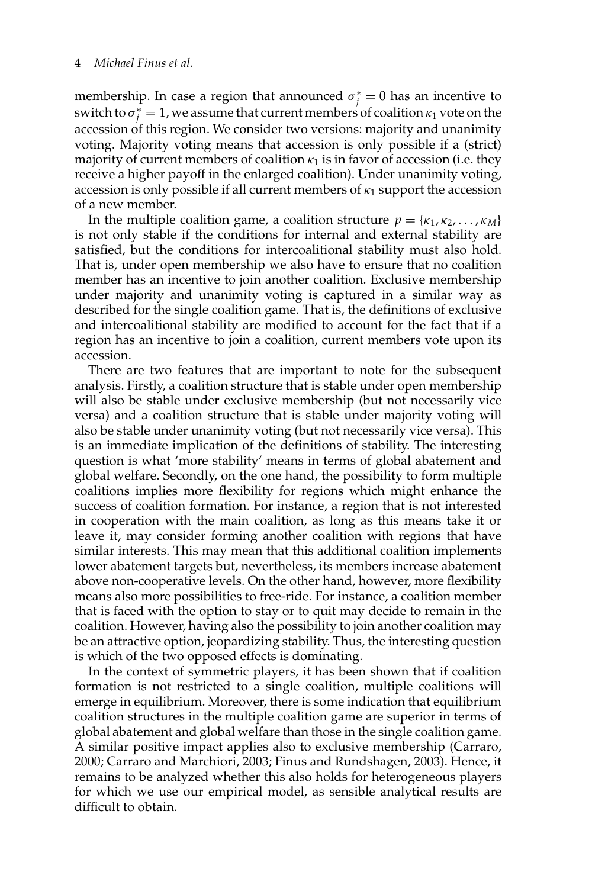membership. In case a region that announced $\sigma_j^* = 0$ has an incentive to switch to $\sigma_j^* = 1$, we assume that current members of coalition $\kappa_1$ vote on the accession of this region. We consider two versions: majority and unanimity voting. Majority voting means that accession is only possible if a (strict) majority of current members of coalition $\kappa_1$ is in favor of accession (i.e. they receive a higher payoff in the enlarged coalition). Under unanimity voting, accession is only possible if all current members of $\kappa_1$ support the accession of a new member.

In the multiple coalition game, a coalition structure $p = \{\kappa_1, \kappa_2, \ldots, \kappa_M\}$ is not only stable if the conditions for internal and external stability are satisfied, but the conditions for intercoalitional stability must also hold. That is, under open membership we also have to ensure that no coalition member has an incentive to join another coalition. Exclusive membership under majority and unanimity voting is captured in a similar way as described for the single coalition game. That is, the definitions of exclusive and intercoalitional stability are modified to account for the fact that if a region has an incentive to join a coalition, current members vote upon its accession.

There are two features that are important to note for the subsequent analysis. Firstly, a coalition structure that is stable under open membership will also be stable under exclusive membership (but not necessarily vice versa) and a coalition structure that is stable under majority voting will also be stable under unanimity voting (but not necessarily vice versa). This is an immediate implication of the definitions of stability. The interesting question is what 'more stability' means in terms of global abatement and global welfare. Secondly, on the one hand, the possibility to form multiple coalitions implies more flexibility for regions which might enhance the success of coalition formation. For instance, a region that is not interested in cooperation with the main coalition, as long as this means take it or leave it, may consider forming another coalition with regions that have similar interests. This may mean that this additional coalition implements lower abatement targets but, nevertheless, its members increase abatement above non-cooperative levels. On the other hand, however, more flexibility means also more possibilities to free-ride. For instance, a coalition member that is faced with the option to stay or to quit may decide to remain in the coalition. However, having also the possibility to join another coalition may be an attractive option, jeopardizing stability. Thus, the interesting question is which of the two opposed effects is dominating.

In the context of symmetric players, it has been shown that if coalition formation is not restricted to a single coalition, multiple coalitions will emerge in equilibrium. Moreover, there is some indication that equilibrium coalition structures in the multiple coalition game are superior in terms of global abatement and global welfare than those in the single coalition game. A similar positive impact applies also to exclusive membership (Carraro, 2000; Carraro and Marchiori, 2003; Finus and Rundshagen, 2003). Hence, it remains to be analyzed whether this also holds for heterogeneous players for which we use our empirical model, as sensible analytical results are difficult to obtain.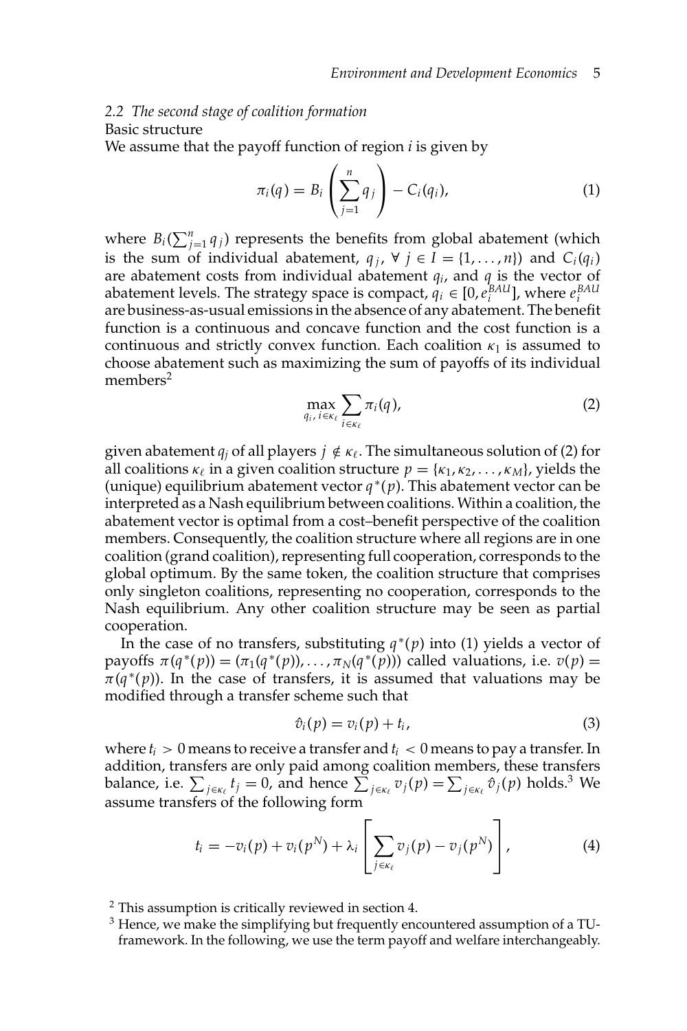### 2.2 *The second stage of coalition formation*

Basic structure

We assume that the payoff function of region $i$ is given by

$$\pi_i(q) = B_i\left(\sum_{j=1}^{n} q_j\right) - C_i(q_i), \tag{1}$$

where $B_i(\sum_{j=1}^{n} q_j)$ represents the benefits from global abatement (which is the sum of individual abatement, $q_j$, $\forall\ j \in I = \{1, \ldots, n\}$) and $C_i(q_i)$ are abatement costs from individual abatement $q_i$, and $q$ is the vector of abatement levels. The strategy space is compact, $q_i \in [0, e_i^{BAU}]$, where $e_i^{BAU}$ are business-as-usual emissions in the absence of any abatement. The benefit function is a continuous and concave function and the cost function is a continuous and strictly convex function. Each coalition $\kappa_1$ is assumed to choose abatement such as maximizing the sum of payoffs of its individual members[2]

$$\max_{q_i,\, i \in \kappa_\ell} \sum_{i \in \kappa_\ell} \pi_i(q), \tag{2}$$

given abatement $q_j$ of all players $j \notin \kappa_\ell$. The simultaneous solution of (2) for all coalitions $\kappa_\ell$ in a given coalition structure $p = \{\kappa_1, \kappa_2, \ldots, \kappa_M\}$, yields the (unique) equilibrium abatement vector $q^*(p)$. This abatement vector can be interpreted as a Nash equilibrium between coalitions. Within a coalition, the abatement vector is optimal from a cost–benefit perspective of the coalition members. Consequently, the coalition structure where all regions are in one coalition (grand coalition), representing full cooperation, corresponds to the global optimum. By the same token, the coalition structure that comprises only singleton coalitions, representing no cooperation, corresponds to the Nash equilibrium. Any other coalition structure may be seen as partial cooperation.

In the case of no transfers, substituting $q^*(p)$ into (1) yields a vector of payoffs $\pi(q^*(p)) = (\pi_1(q^*(p)), \ldots, \pi_N(q^*(p)))$ called valuations, i.e. $v(p) = \pi(q^*(p))$. In the case of transfers, it is assumed that valuations may be modified through a transfer scheme such that

$$\hat{v}_i(p) = v_i(p) + t_i, \tag{3}$$

where $t_i > 0$ means to receive a transfer and $t_i < 0$ means to pay a transfer. In addition, transfers are only paid among coalition members, these transfers balance, i.e. $\sum_{j \in \kappa_\ell} t_j = 0$, and hence $\sum_{j \in \kappa_\ell} v_j(p) = \sum_{j \in \kappa_\ell} \hat{v}_j(p)$ holds.[3] We assume transfers of the following form

$$t_i = -v_i(p) + v_i(p^N) + \lambda_i\left[\sum_{j \in \kappa_\ell} v_j(p) - v_j(p^N)\right], \tag{4}$$

[2] This assumption is critically reviewed in section 4.

[3] Hence, we make the simplifying but frequently encountered assumption of a TU-framework. In the following, we use the term payoff and welfare interchangeably.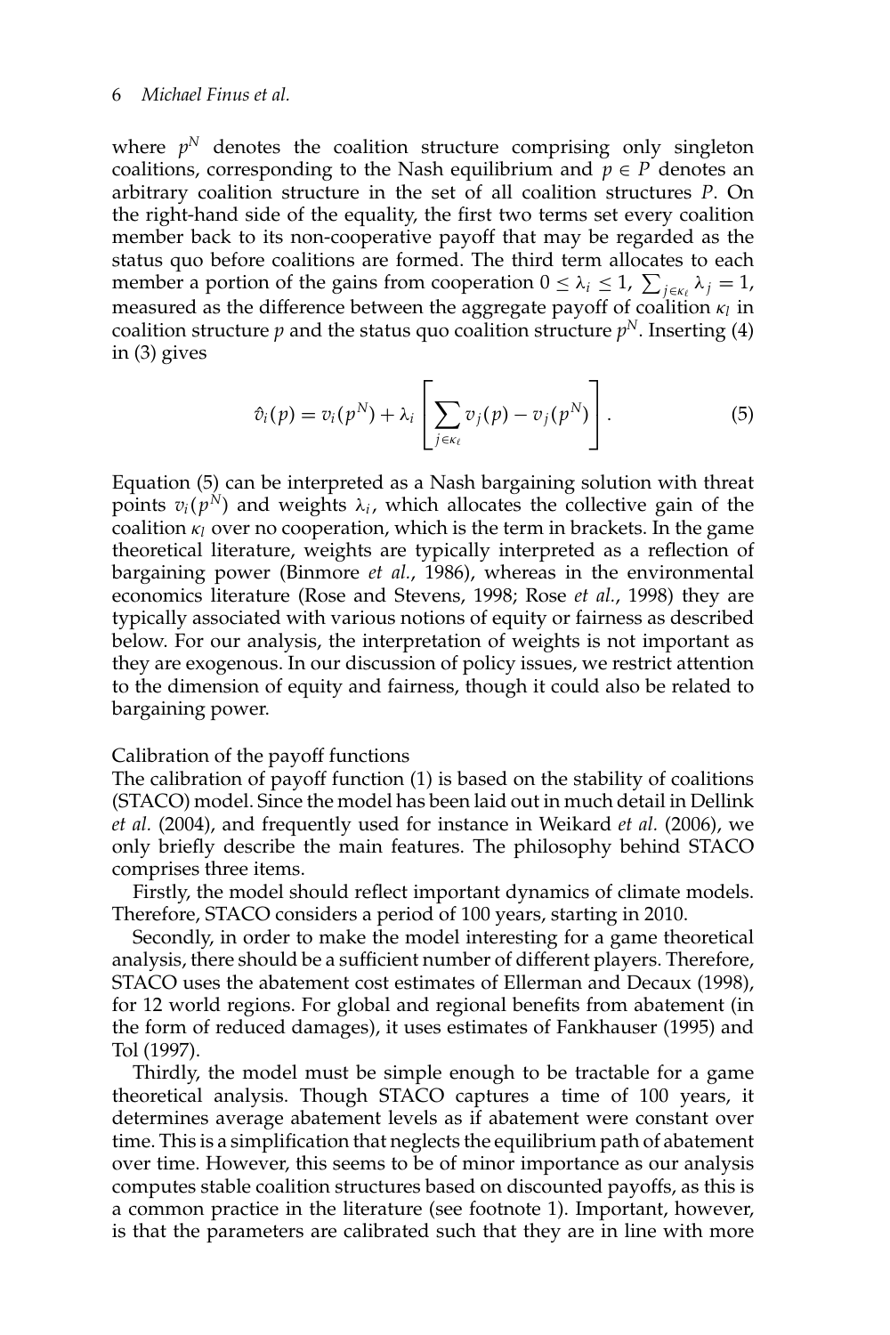where $p^N$ denotes the coalition structure comprising only singleton coalitions, corresponding to the Nash equilibrium and $p \in P$ denotes an arbitrary coalition structure in the set of all coalition structures $P$. On the right-hand side of the equality, the first two terms set every coalition member back to its non-cooperative payoff that may be regarded as the status quo before coalitions are formed. The third term allocates to each member a portion of the gains from cooperation $0 \leq \lambda_i \leq 1$, $\sum_{j \in \kappa_\ell} \lambda_j = 1$, measured as the difference between the aggregate payoff of coalition $\kappa_l$ in coalition structure $p$ and the status quo coalition structure $p^N$. Inserting (4) in (3) gives

$$\hat{v}_i(p) = v_i(p^N) + \lambda_i \left[ \sum_{j \in \kappa_\ell} v_j(p) - v_j(p^N) \right]. \tag{5}$$

Equation (5) can be interpreted as a Nash bargaining solution with threat points $v_i(p^N)$ and weights $\lambda_i$, which allocates the collective gain of the coalition $\kappa_l$ over no cooperation, which is the term in brackets. In the game theoretical literature, weights are typically interpreted as a reflection of bargaining power (Binmore *et al.*, 1986), whereas in the environmental economics literature (Rose and Stevens, 1998; Rose *et al.*, 1998) they are typically associated with various notions of equity or fairness as described below. For our analysis, the interpretation of weights is not important as they are exogenous. In our discussion of policy issues, we restrict attention to the dimension of equity and fairness, though it could also be related to bargaining power.

Calibration of the payoff functions

The calibration of payoff function (1) is based on the stability of coalitions (STACO) model. Since the model has been laid out in much detail in Dellink *et al.* (2004), and frequently used for instance in Weikard *et al.* (2006), we only briefly describe the main features. The philosophy behind STACO comprises three items.

Firstly, the model should reflect important dynamics of climate models. Therefore, STACO considers a period of 100 years, starting in 2010.

Secondly, in order to make the model interesting for a game theoretical analysis, there should be a sufficient number of different players. Therefore, STACO uses the abatement cost estimates of Ellerman and Decaux (1998), for 12 world regions. For global and regional benefits from abatement (in the form of reduced damages), it uses estimates of Fankhauser (1995) and Tol (1997).

Thirdly, the model must be simple enough to be tractable for a game theoretical analysis. Though STACO captures a time of 100 years, it determines average abatement levels as if abatement were constant over time. This is a simplification that neglects the equilibrium path of abatement over time. However, this seems to be of minor importance as our analysis computes stable coalition structures based on discounted payoffs, as this is a common practice in the literature (see footnote 1). Important, however, is that the parameters are calibrated such that they are in line with more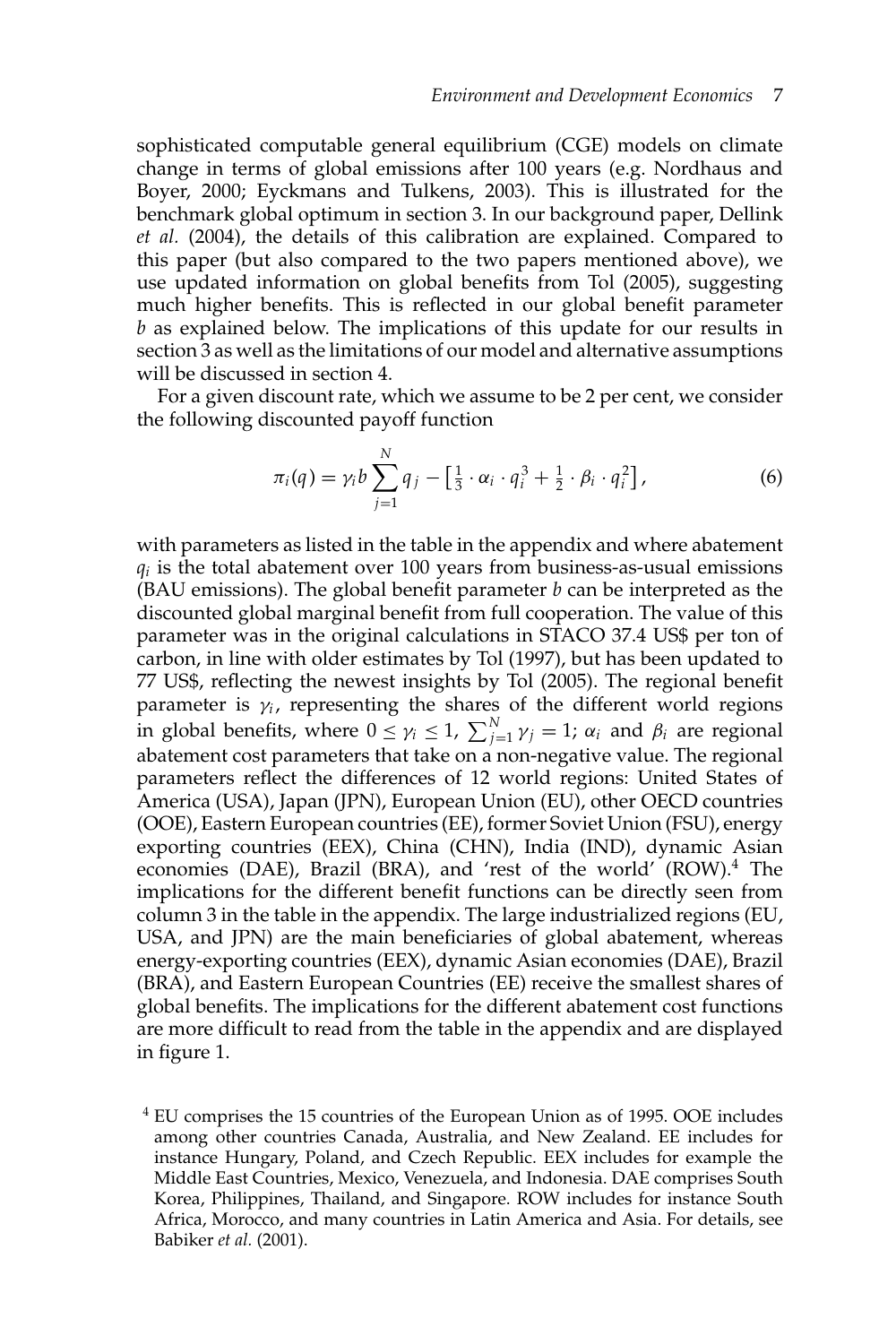sophisticated computable general equilibrium (CGE) models on climate change in terms of global emissions after 100 years (e.g. Nordhaus and Boyer, 2000; Eyckmans and Tulkens, 2003). This is illustrated for the benchmark global optimum in section 3. In our background paper, Dellink *et al.* (2004), the details of this calibration are explained. Compared to this paper (but also compared to the two papers mentioned above), we use updated information on global benefits from Tol (2005), suggesting much higher benefits. This is reflected in our global benefit parameter $b$ as explained below. The implications of this update for our results in section 3 as well as the limitations of our model and alternative assumptions will be discussed in section 4.

For a given discount rate, which we assume to be 2 per cent, we consider the following discounted payoff function

$$\pi_i(q) = \gamma_i b \sum_{j=1}^{N} q_j - \left[\tfrac{1}{3} \cdot \alpha_i \cdot q_i^3 + \tfrac{1}{2} \cdot \beta_i \cdot q_i^2\right], \tag{6}$$

with parameters as listed in the table in the appendix and where abatement $q_i$ is the total abatement over 100 years from business-as-usual emissions (BAU emissions). The global benefit parameter $b$ can be interpreted as the discounted global marginal benefit from full cooperation. The value of this parameter was in the original calculations in STACO 37.4 US$ per ton of carbon, in line with older estimates by Tol (1997), but has been updated to 77 US$, reflecting the newest insights by Tol (2005). The regional benefit parameter is $\gamma_i$, representing the shares of the different world regions in global benefits, where $0 \leq \gamma_i \leq 1$, $\sum_{j=1}^{N} \gamma_j = 1$; $\alpha_i$ and $\beta_i$ are regional abatement cost parameters that take on a non-negative value. The regional parameters reflect the differences of 12 world regions: United States of America (USA), Japan (JPN), European Union (EU), other OECD countries (OOE), Eastern European countries (EE), former Soviet Union (FSU), energy exporting countries (EEX), China (CHN), India (IND), dynamic Asian economies (DAE), Brazil (BRA), and 'rest of the world' (ROW).[4] The implications for the different benefit functions can be directly seen from column 3 in the table in the appendix. The large industrialized regions (EU, USA, and JPN) are the main beneficiaries of global abatement, whereas energy-exporting countries (EEX), dynamic Asian economies (DAE), Brazil (BRA), and Eastern European Countries (EE) receive the smallest shares of global benefits. The implications for the different abatement cost functions are more difficult to read from the table in the appendix and are displayed in figure 1.

[4] EU comprises the 15 countries of the European Union as of 1995. OOE includes among other countries Canada, Australia, and New Zealand. EE includes for instance Hungary, Poland, and Czech Republic. EEX includes for example the Middle East Countries, Mexico, Venezuela, and Indonesia. DAE comprises South Korea, Philippines, Thailand, and Singapore. ROW includes for instance South Africa, Morocco, and many countries in Latin America and Asia. For details, see Babiker *et al.* (2001).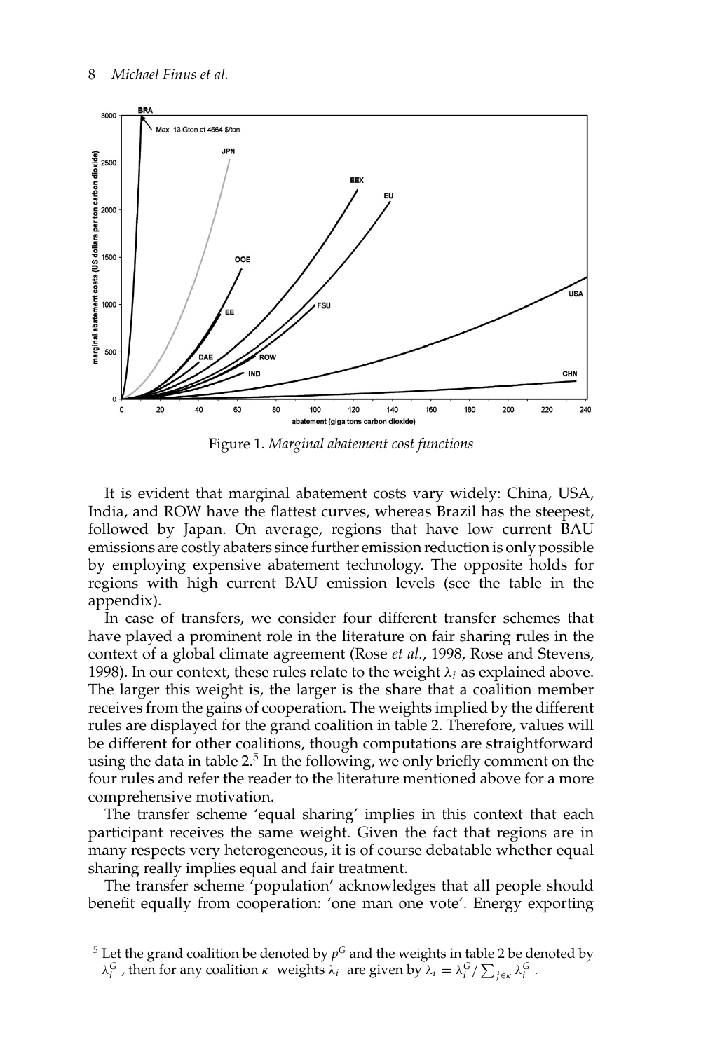Figure 1. *Marginal abatement cost functions*

It is evident that marginal abatement costs vary widely: China, USA, India, and ROW have the flattest curves, whereas Brazil has the steepest, followed by Japan. On average, regions that have low current BAU emissions are costly abaters since further emission reduction is only possible by employing expensive abatement technology. The opposite holds for regions with high current BAU emission levels (see the table in the appendix).

In case of transfers, we consider four different transfer schemes that have played a prominent role in the literature on fair sharing rules in the context of a global climate agreement (Rose *et al.*, 1998, Rose and Stevens, 1998). In our context, these rules relate to the weight $\lambda_i$ as explained above. The larger this weight is, the larger is the share that a coalition member receives from the gains of cooperation. The weights implied by the different rules are displayed for the grand coalition in table 2. Therefore, values will be different for other coalitions, though computations are straightforward using the data in table 2.[5] In the following, we only briefly comment on the four rules and refer the reader to the literature mentioned above for a more comprehensive motivation.

The transfer scheme 'equal sharing' implies in this context that each participant receives the same weight. Given the fact that regions are in many respects very heterogeneous, it is of course debatable whether equal sharing really implies equal and fair treatment.

The transfer scheme 'population' acknowledges that all people should benefit equally from cooperation: 'one man one vote'. Energy exporting

[5] Let the grand coalition be denoted by $p^G$ and the weights in table 2 be denoted by $\lambda_i^G$ , then for any coalition $\kappa$ weights $\lambda_i$ are given by $\lambda_i = \lambda_i^G / \sum_{j\in\kappa} \lambda_i^G$ .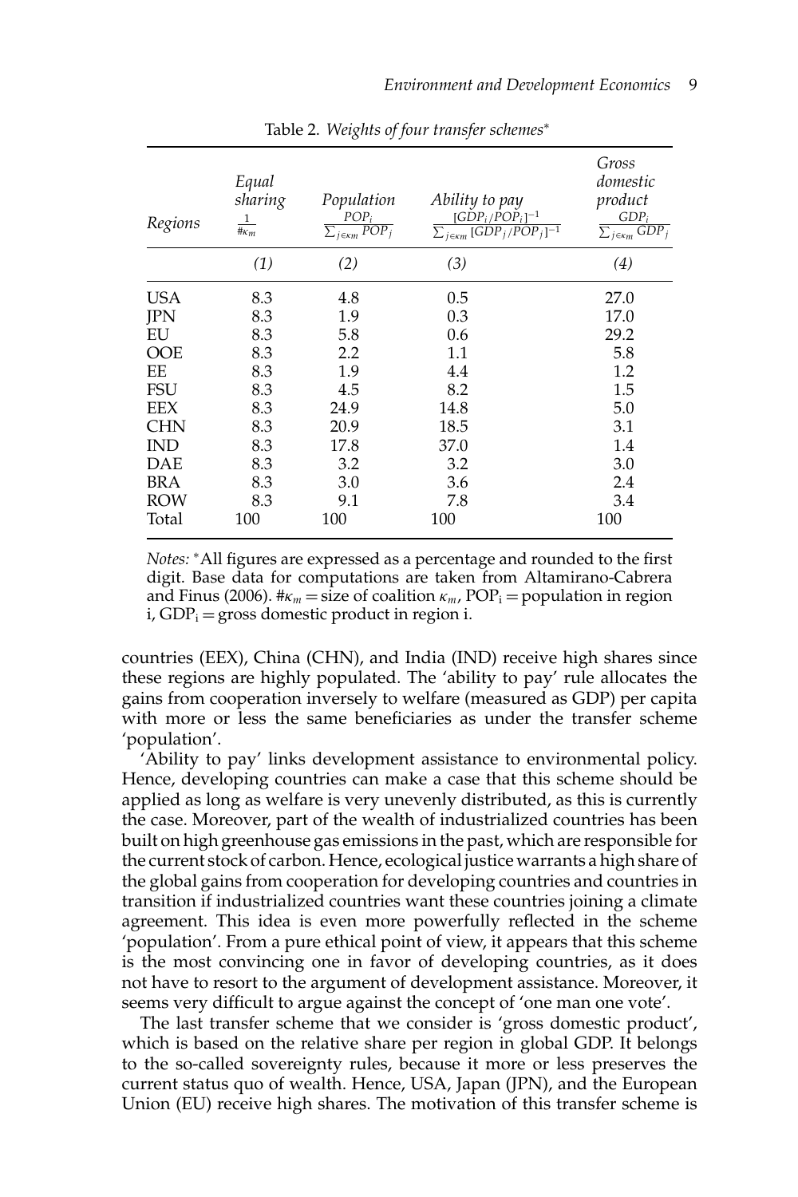Table 2. *Weights of four transfer schemes*\*

| Regions | *Equal sharing* $\frac{1}{\#\kappa_m}$ | *Population* $\frac{POP_i}{\sum_{j \in \kappa_m} POP_j}$ | *Ability to pay* $\frac{[GDP_i/POP_i]^{-1}}{\sum_{j \in \kappa_m} [GDP_j/POP_j]^{-1}}$ | *Gross domestic product* $\frac{GDP_i}{\sum_{j \in \kappa_m} GDP_j}$ |
|---|---|---|---|---|
| | *(1)* | *(2)* | *(3)* | *(4)* |
| USA | 8.3 | 4.8 | 0.5 | 27.0 |
| JPN | 8.3 | 1.9 | 0.3 | 17.0 |
| EU | 8.3 | 5.8 | 0.6 | 29.2 |
| OOE | 8.3 | 2.2 | 1.1 | 5.8 |
| EE | 8.3 | 1.9 | 4.4 | 1.2 |
| FSU | 8.3 | 4.5 | 8.2 | 1.5 |
| EEX | 8.3 | 24.9 | 14.8 | 5.0 |
| CHN | 8.3 | 20.9 | 18.5 | 3.1 |
| IND | 8.3 | 17.8 | 37.0 | 1.4 |
| DAE | 8.3 | 3.2 | 3.2 | 3.0 |
| BRA | 8.3 | 3.0 | 3.6 | 2.4 |
| ROW | 8.3 | 9.1 | 7.8 | 3.4 |
| Total | 100 | 100 | 100 | 100 |

*Notes:* \*All figures are expressed as a percentage and rounded to the first digit. Base data for computations are taken from Altamirano-Cabrera and Finus (2006). $\#\kappa_m$ = size of coalition $\kappa_m$, $POP_i$ = population in region i, $GDP_i$ = gross domestic product in region i.

countries (EEX), China (CHN), and India (IND) receive high shares since these regions are highly populated. The 'ability to pay' rule allocates the gains from cooperation inversely to welfare (measured as GDP) per capita with more or less the same beneficiaries as under the transfer scheme 'population'.

'Ability to pay' links development assistance to environmental policy. Hence, developing countries can make a case that this scheme should be applied as long as welfare is very unevenly distributed, as this is currently the case. Moreover, part of the wealth of industrialized countries has been built on high greenhouse gas emissions in the past, which are responsible for the current stock of carbon. Hence, ecological justice warrants a high share of the global gains from cooperation for developing countries and countries in transition if industrialized countries want these countries joining a climate agreement. This idea is even more powerfully reflected in the scheme 'population'. From a pure ethical point of view, it appears that this scheme is the most convincing one in favor of developing countries, as it does not have to resort to the argument of development assistance. Moreover, it seems very difficult to argue against the concept of 'one man one vote'.

The last transfer scheme that we consider is 'gross domestic product', which is based on the relative share per region in global GDP. It belongs to the so-called sovereignty rules, because it more or less preserves the current status quo of wealth. Hence, USA, Japan (JPN), and the European Union (EU) receive high shares. The motivation of this transfer scheme is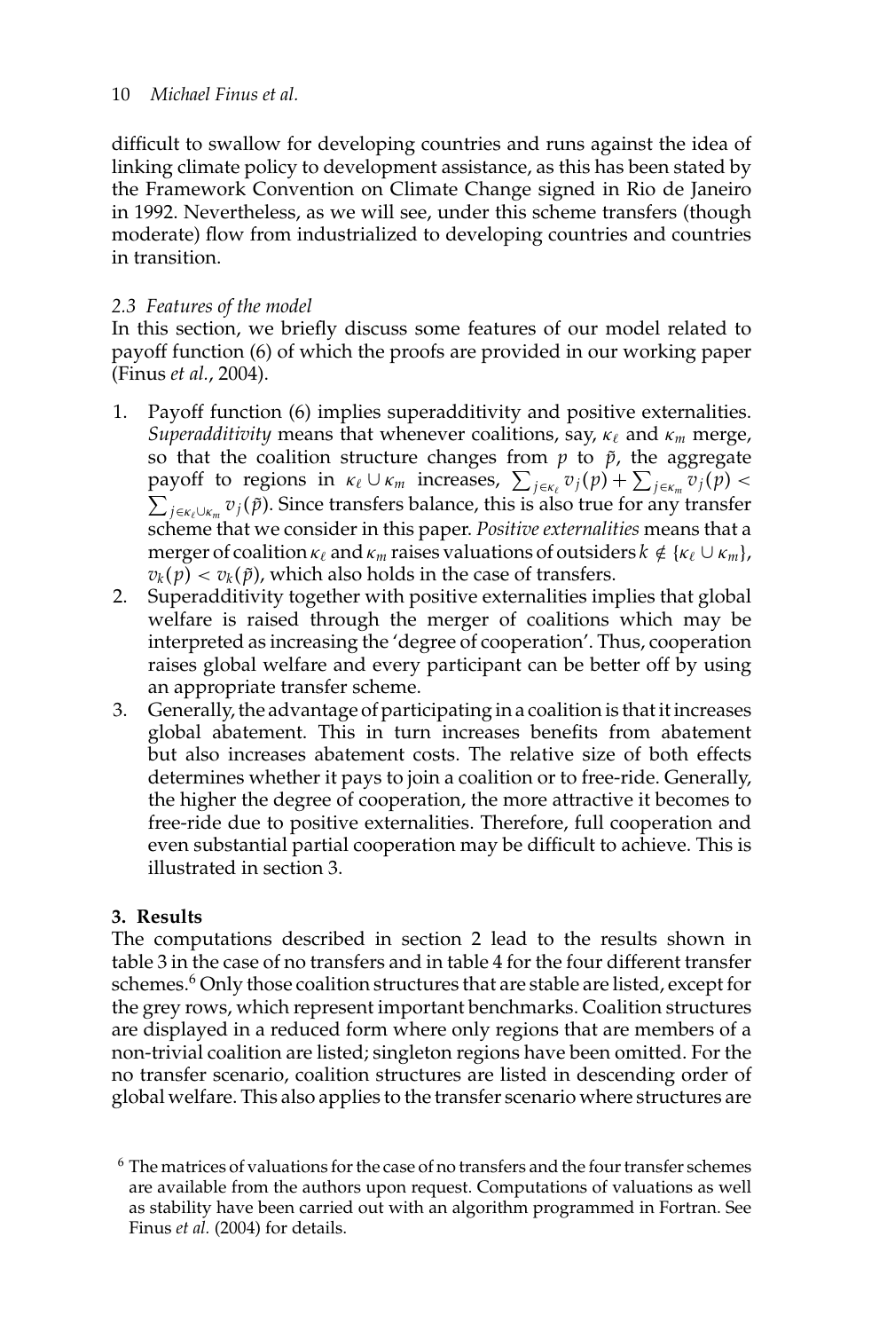difficult to swallow for developing countries and runs against the idea of linking climate policy to development assistance, as this has been stated by the Framework Convention on Climate Change signed in Rio de Janeiro in 1992. Nevertheless, as we will see, under this scheme transfers (though moderate) flow from industrialized to developing countries and countries in transition.

### *2.3 Features of the model*

In this section, we briefly discuss some features of our model related to payoff function (6) of which the proofs are provided in our working paper (Finus *et al.*, 2004).

1. Payoff function (6) implies superadditivity and positive externalities. *Superadditivity* means that whenever coalitions, say, $\kappa_\ell$ and $\kappa_m$ merge, so that the coalition structure changes from $p$ to $\tilde{p}$, the aggregate payoff to regions in $\kappa_\ell \cup \kappa_m$ increases, $\sum_{j \in \kappa_\ell} v_j(p) + \sum_{j \in \kappa_m} v_j(p) < \sum_{j \in \kappa_\ell \cup \kappa_m} v_j(\tilde{p})$. Since transfers balance, this is also true for any transfer scheme that we consider in this paper. *Positive externalities* means that a merger of coalition $\kappa_\ell$ and $\kappa_m$ raises valuations of outsiders $k \notin \{\kappa_\ell \cup \kappa_m\}$, $v_k(p) < v_k(\tilde{p})$, which also holds in the case of transfers.
2. Superadditivity together with positive externalities implies that global welfare is raised through the merger of coalitions which may be interpreted as increasing the 'degree of cooperation'. Thus, cooperation raises global welfare and every participant can be better off by using an appropriate transfer scheme.
3. Generally, the advantage of participating in a coalition is that it increases global abatement. This in turn increases benefits from abatement but also increases abatement costs. The relative size of both effects determines whether it pays to join a coalition or to free-ride. Generally, the higher the degree of cooperation, the more attractive it becomes to free-ride due to positive externalities. Therefore, full cooperation and even substantial partial cooperation may be difficult to achieve. This is illustrated in section 3.

## **3. Results**

The computations described in section 2 lead to the results shown in table 3 in the case of no transfers and in table 4 for the four different transfer schemes.[6] Only those coalition structures that are stable are listed, except for the grey rows, which represent important benchmarks. Coalition structures are displayed in a reduced form where only regions that are members of a non-trivial coalition are listed; singleton regions have been omitted. For the no transfer scenario, coalition structures are listed in descending order of global welfare. This also applies to the transfer scenario where structures are

[6] The matrices of valuations for the case of no transfers and the four transfer schemes are available from the authors upon request. Computations of valuations as well as stability have been carried out with an algorithm programmed in Fortran. See Finus *et al.* (2004) for details.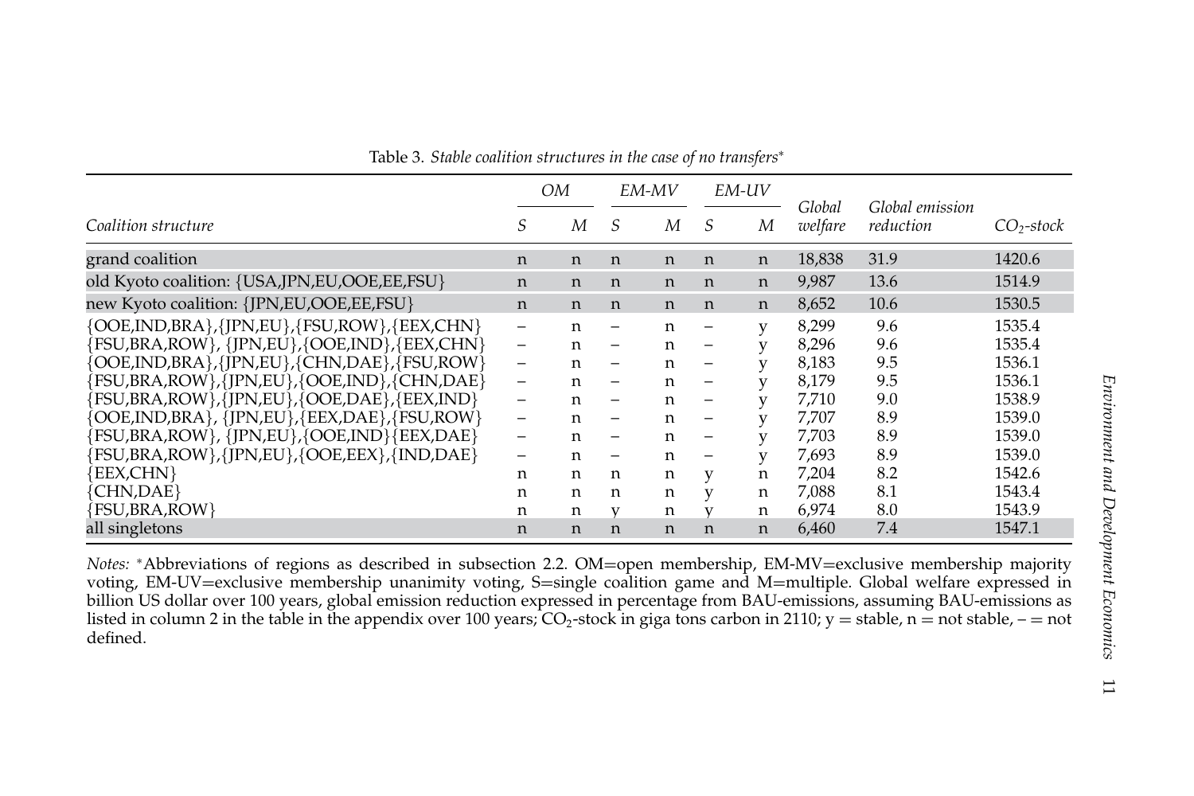Table 3. *Stable coalition structures in the case of no transfers**

| *Coalition structure* | *OM* | | *EM-MV* | | *EM-UV* | | *Global welfare* | *Global emission reduction* | $CO_2$*-stock* |
|---|---|---|---|---|---|---|---|---|---|
| | *S* | *M* | *S* | *M* | *S* | *M* | | | |
| grand coalition | n | n | n | n | n | n | 18,838 | 31.9 | 1420.6 |
| old Kyoto coalition: {USA,JPN,EU,OOE,EE,FSU} | n | n | n | n | n | n | 9,987 | 13.6 | 1514.9 |
| new Kyoto coalition: {JPN,EU,OOE,EE,FSU} | n | n | n | n | n | n | 8,652 | 10.6 | 1530.5 |
| {OOE,IND,BRA},{JPN,EU},{FSU,ROW},{EEX,CHN} | – | n | – | n | – | y | 8,299 | 9.6 | 1535.4 |
| {FSU,BRA,ROW}, {JPN,EU},{OOE,IND},{EEX,CHN} | – | n | – | n | – | y | 8,296 | 9.6 | 1535.4 |
| {OOE,IND,BRA},{JPN,EU},{CHN,DAE},{FSU,ROW} | – | n | – | n | – | y | 8,183 | 9.5 | 1536.1 |
| {FSU,BRA,ROW},{JPN,EU},{OOE,IND},{CHN,DAE} | – | n | – | n | – | y | 8,179 | 9.5 | 1536.1 |
| {FSU,BRA,ROW},{JPN,EU},{OOE,DAE},{EEX,IND} | – | n | – | n | – | y | 7,710 | 9.0 | 1538.9 |
| {OOE,IND,BRA}, {JPN,EU},{EEX,DAE},{FSU,ROW} | – | n | – | n | – | y | 7,707 | 8.9 | 1539.0 |
| {FSU,BRA,ROW}, {JPN,EU},{OOE,IND}{EEX,DAE} | – | n | – | n | – | y | 7,703 | 8.9 | 1539.0 |
| {FSU,BRA,ROW},{JPN,EU},{OOE,EEX},{IND,DAE} | – | n | – | n | – | y | 7,693 | 8.9 | 1539.0 |
| {EEX,CHN} | n | n | n | n | y | n | 7,204 | 8.2 | 1542.6 |
| {CHN,DAE} | n | n | n | n | y | n | 7,088 | 8.1 | 1543.4 |
| {FSU,BRA,ROW} | n | n | y | n | y | n | 6,974 | 8.0 | 1543.9 |
| all singletons | n | n | n | n | n | n | 6,460 | 7.4 | 1547.1 |

*Notes:* *Abbreviations of regions as described in subsection 2.2. OM=open membership, EM-MV=exclusive membership majority voting, EM-UV=exclusive membership unanimity voting, S=single coalition game and M=multiple. Global welfare expressed in billion US dollar over 100 years, global emission reduction expressed in percentage from BAU-emissions, assuming BAU-emissions as listed in column 2 in the table in the appendix over 100 years; $CO_2$-stock in giga tons carbon in 2110; y = stable, n = not stable, – = not defined.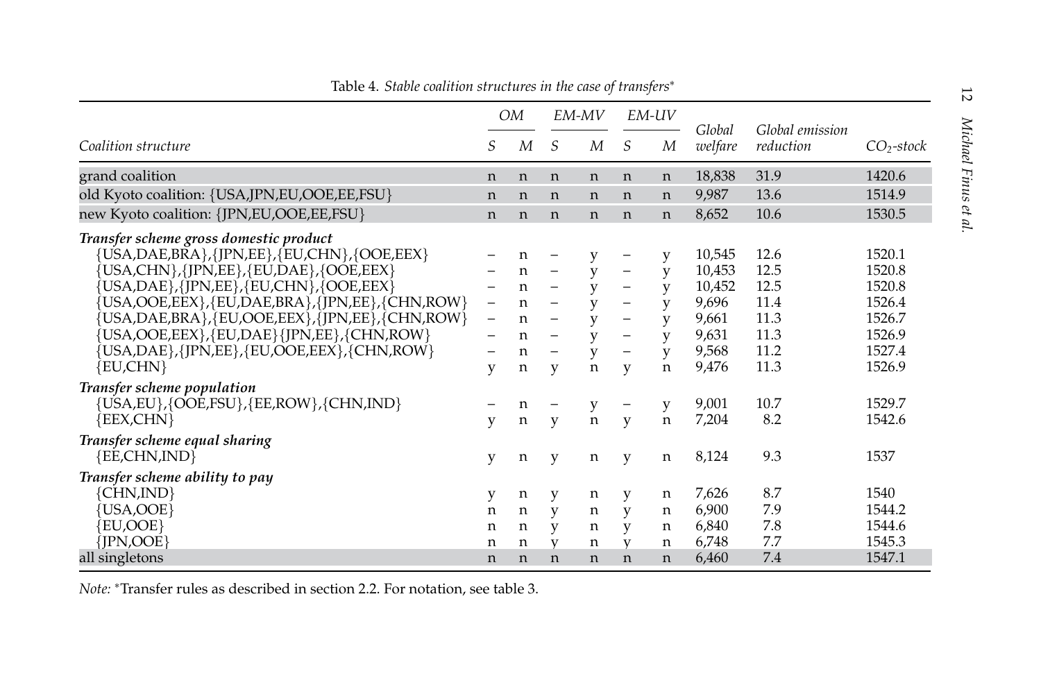Table 4. *Stable coalition structures in the case of transfers**

| *Coalition structure* | *OM* | | *EM-MV* | | *EM-UV* | | *Global welfare* | *Global emission reduction* | *$CO_2$-stock* |
|---|---|---|---|---|---|---|---|---|---|
| | *S* | *M* | *S* | *M* | *S* | *M* | | | |
| grand coalition | n | n | n | n | n | n | 18,838 | 31.9 | 1420.6 |
| old Kyoto coalition: {USA,JPN,EU,OOE,EE,FSU} | n | n | n | n | n | n | 9,987 | 13.6 | 1514.9 |
| new Kyoto coalition: {JPN,EU,OOE,EE,FSU} | n | n | n | n | n | n | 8,652 | 10.6 | 1530.5 |
| ***Transfer scheme gross domestic product*** | | | | | | | | | |
| {USA,DAE,BRA},{JPN,EE},{EU,CHN},{OOE,EEX} | – | n | – | y | – | y | 10,545 | 12.6 | 1520.1 |
| {USA,CHN},{JPN,EE},{EU,DAE},{OOE,EEX} | – | n | – | y | – | y | 10,453 | 12.5 | 1520.8 |
| {USA,DAE},{JPN,EE},{EU,CHN},{OOE,EEX} | – | n | – | y | – | y | 10,452 | 12.5 | 1520.8 |
| {USA,OOE,EEX},{EU,DAE,BRA},{JPN,EE},{CHN,ROW} | – | n | – | y | – | y | 9,696 | 11.4 | 1526.4 |
| {USA,DAE,BRA},{EU,OOE,EEX},{JPN,EE},{CHN,ROW} | – | n | – | y | – | y | 9,661 | 11.3 | 1526.7 |
| {USA,OOE,EEX},{EU,DAE}{JPN,EE},{CHN,ROW} | – | n | – | y | – | y | 9,631 | 11.3 | 1526.9 |
| {USA,DAE},{JPN,EE},{EU,OOE,EEX},{CHN,ROW} | – | n | – | y | – | y | 9,568 | 11.2 | 1527.4 |
| {EU,CHN} | y | n | y | n | y | n | 9,476 | 11.3 | 1526.9 |
| ***Transfer scheme population*** | | | | | | | | | |
| {USA,EU},{OOE,FSU},{EE,ROW},{CHN,IND} | – | n | – | y | – | y | 9,001 | 10.7 | 1529.7 |
| {EEX,CHN} | y | n | y | n | y | n | 7,204 | 8.2 | 1542.6 |
| ***Transfer scheme equal sharing*** | | | | | | | | | |
| {EE,CHN,IND} | y | n | y | n | y | n | 8,124 | 9.3 | 1537 |
| ***Transfer scheme ability to pay*** | | | | | | | | | |
| {CHN,IND} | y | n | y | n | y | n | 7,626 | 8.7 | 1540 |
| {USA,OOE} | n | n | y | n | y | n | 6,900 | 7.9 | 1544.2 |
| {EU,OOE} | n | n | y | n | y | n | 6,840 | 7.8 | 1544.6 |
| {JPN,OOE} | n | n | y | n | y | n | 6,748 | 7.7 | 1545.3 |
| all singletons | n | n | n | n | n | n | 6,460 | 7.4 | 1547.1 |

*Note:* *Transfer rules as described in section 2.2. For notation, see table 3.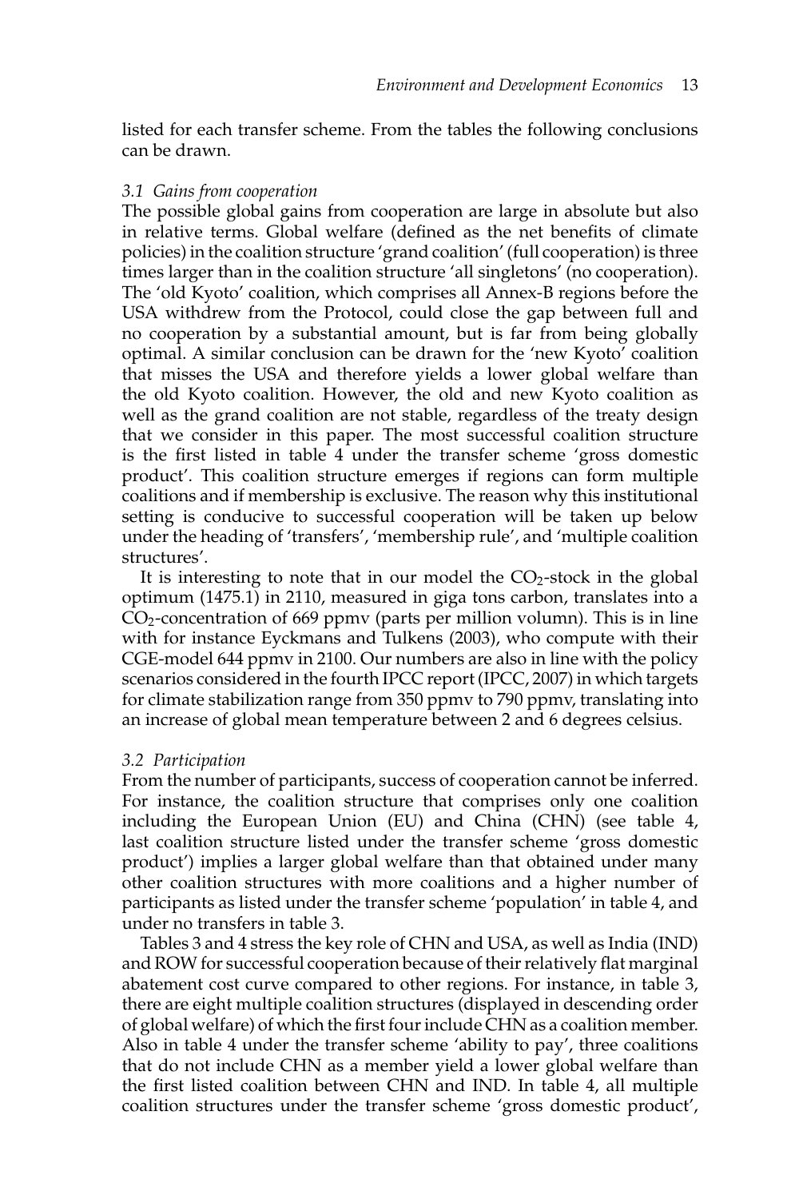listed for each transfer scheme. From the tables the following conclusions can be drawn.

### *3.1 Gains from cooperation*

The possible global gains from cooperation are large in absolute but also in relative terms. Global welfare (defined as the net benefits of climate policies) in the coalition structure 'grand coalition' (full cooperation) is three times larger than in the coalition structure 'all singletons' (no cooperation). The 'old Kyoto' coalition, which comprises all Annex-B regions before the USA withdrew from the Protocol, could close the gap between full and no cooperation by a substantial amount, but is far from being globally optimal. A similar conclusion can be drawn for the 'new Kyoto' coalition that misses the USA and therefore yields a lower global welfare than the old Kyoto coalition. However, the old and new Kyoto coalition as well as the grand coalition are not stable, regardless of the treaty design that we consider in this paper. The most successful coalition structure is the first listed in table 4 under the transfer scheme 'gross domestic product'. This coalition structure emerges if regions can form multiple coalitions and if membership is exclusive. The reason why this institutional setting is conducive to successful cooperation will be taken up below under the heading of 'transfers', 'membership rule', and 'multiple coalition structures'.

It is interesting to note that in our model the $CO_2$-stock in the global optimum (1475.1) in 2110, measured in giga tons carbon, translates into a $CO_2$-concentration of 669 ppmv (parts per million volumn). This is in line with for instance Eyckmans and Tulkens (2003), who compute with their CGE-model 644 ppmv in 2100. Our numbers are also in line with the policy scenarios considered in the fourth IPCC report (IPCC, 2007) in which targets for climate stabilization range from 350 ppmv to 790 ppmv, translating into an increase of global mean temperature between 2 and 6 degrees celsius.

### *3.2 Participation*

From the number of participants, success of cooperation cannot be inferred. For instance, the coalition structure that comprises only one coalition including the European Union (EU) and China (CHN) (see table 4, last coalition structure listed under the transfer scheme 'gross domestic product') implies a larger global welfare than that obtained under many other coalition structures with more coalitions and a higher number of participants as listed under the transfer scheme 'population' in table 4, and under no transfers in table 3.

Tables 3 and 4 stress the key role of CHN and USA, as well as India (IND) and ROW for successful cooperation because of their relatively flat marginal abatement cost curve compared to other regions. For instance, in table 3, there are eight multiple coalition structures (displayed in descending order of global welfare) of which the first four include CHN as a coalition member. Also in table 4 under the transfer scheme 'ability to pay', three coalitions that do not include CHN as a member yield a lower global welfare than the first listed coalition between CHN and IND. In table 4, all multiple coalition structures under the transfer scheme 'gross domestic product',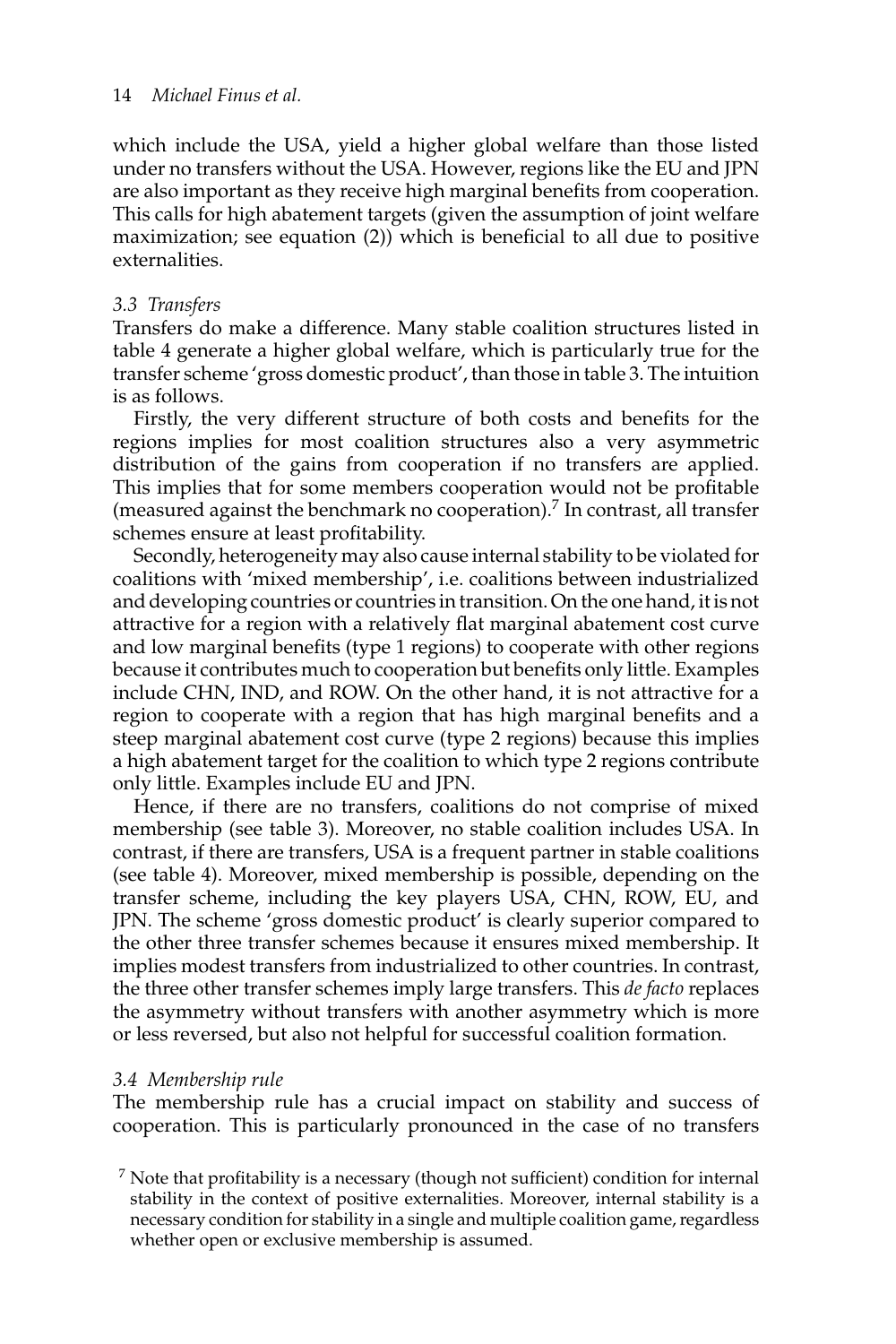which include the USA, yield a higher global welfare than those listed under no transfers without the USA. However, regions like the EU and JPN are also important as they receive high marginal benefits from cooperation. This calls for high abatement targets (given the assumption of joint welfare maximization; see equation (2)) which is beneficial to all due to positive externalities.

### *3.3 Transfers*

Transfers do make a difference. Many stable coalition structures listed in table 4 generate a higher global welfare, which is particularly true for the transfer scheme 'gross domestic product', than those in table 3. The intuition is as follows.

Firstly, the very different structure of both costs and benefits for the regions implies for most coalition structures also a very asymmetric distribution of the gains from cooperation if no transfers are applied. This implies that for some members cooperation would not be profitable (measured against the benchmark no cooperation).[7] In contrast, all transfer schemes ensure at least profitability.

Secondly, heterogeneity may also cause internal stability to be violated for coalitions with 'mixed membership', i.e. coalitions between industrialized and developing countries or countries in transition. On the one hand, it is not attractive for a region with a relatively flat marginal abatement cost curve and low marginal benefits (type 1 regions) to cooperate with other regions because it contributes much to cooperation but benefits only little. Examples include CHN, IND, and ROW. On the other hand, it is not attractive for a region to cooperate with a region that has high marginal benefits and a steep marginal abatement cost curve (type 2 regions) because this implies a high abatement target for the coalition to which type 2 regions contribute only little. Examples include EU and JPN.

Hence, if there are no transfers, coalitions do not comprise of mixed membership (see table 3). Moreover, no stable coalition includes USA. In contrast, if there are transfers, USA is a frequent partner in stable coalitions (see table 4). Moreover, mixed membership is possible, depending on the transfer scheme, including the key players USA, CHN, ROW, EU, and JPN. The scheme 'gross domestic product' is clearly superior compared to the other three transfer schemes because it ensures mixed membership. It implies modest transfers from industrialized to other countries. In contrast, the three other transfer schemes imply large transfers. This *de facto* replaces the asymmetry without transfers with another asymmetry which is more or less reversed, but also not helpful for successful coalition formation.

### *3.4 Membership rule*

The membership rule has a crucial impact on stability and success of cooperation. This is particularly pronounced in the case of no transfers

[7] Note that profitability is a necessary (though not sufficient) condition for internal stability in the context of positive externalities. Moreover, internal stability is a necessary condition for stability in a single and multiple coalition game, regardless whether open or exclusive membership is assumed.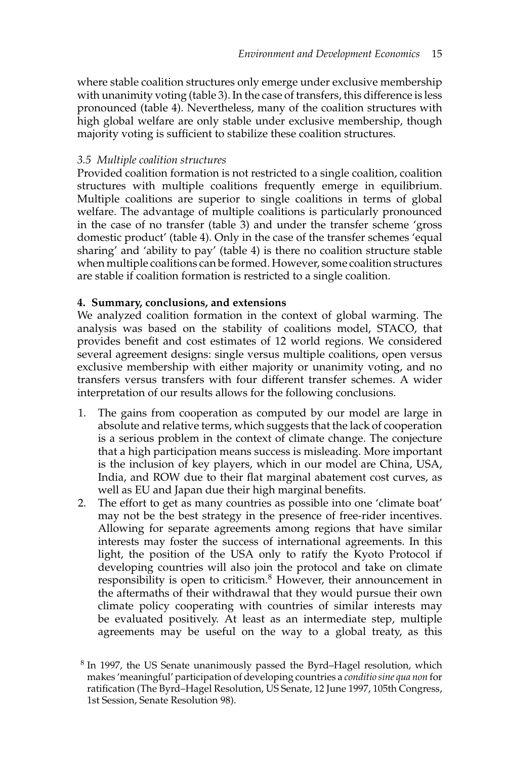where stable coalition structures only emerge under exclusive membership with unanimity voting (table 3). In the case of transfers, this difference is less pronounced (table 4). Nevertheless, many of the coalition structures with high global welfare are only stable under exclusive membership, though majority voting is sufficient to stabilize these coalition structures.

### *3.5 Multiple coalition structures*

Provided coalition formation is not restricted to a single coalition, coalition structures with multiple coalitions frequently emerge in equilibrium. Multiple coalitions are superior to single coalitions in terms of global welfare. The advantage of multiple coalitions is particularly pronounced in the case of no transfer (table 3) and under the transfer scheme 'gross domestic product' (table 4). Only in the case of the transfer schemes 'equal sharing' and 'ability to pay' (table 4) is there no coalition structure stable when multiple coalitions can be formed. However, some coalition structures are stable if coalition formation is restricted to a single coalition.

## **4. Summary, conclusions, and extensions**

We analyzed coalition formation in the context of global warming. The analysis was based on the stability of coalitions model, STACO, that provides benefit and cost estimates of 12 world regions. We considered several agreement designs: single versus multiple coalitions, open versus exclusive membership with either majority or unanimity voting, and no transfers versus transfers with four different transfer schemes. A wider interpretation of our results allows for the following conclusions.

1. The gains from cooperation as computed by our model are large in absolute and relative terms, which suggests that the lack of cooperation is a serious problem in the context of climate change. The conjecture that a high participation means success is misleading. More important is the inclusion of key players, which in our model are China, USA, India, and ROW due to their flat marginal abatement cost curves, as well as EU and Japan due their high marginal benefits.
2. The effort to get as many countries as possible into one 'climate boat' may not be the best strategy in the presence of free-rider incentives. Allowing for separate agreements among regions that have similar interests may foster the success of international agreements. In this light, the position of the USA only to ratify the Kyoto Protocol if developing countries will also join the protocol and take on climate responsibility is open to criticism.[8] However, their announcement in the aftermaths of their withdrawal that they would pursue their own climate policy cooperating with countries of similar interests may be evaluated positively. At least as an intermediate step, multiple agreements may be useful on the way to a global treaty, as this

[8] In 1997, the US Senate unanimously passed the Byrd–Hagel resolution, which makes 'meaningful' participation of developing countries a *conditio sine qua non* for ratification (The Byrd–Hagel Resolution, US Senate, 12 June 1997, 105th Congress, 1st Session, Senate Resolution 98).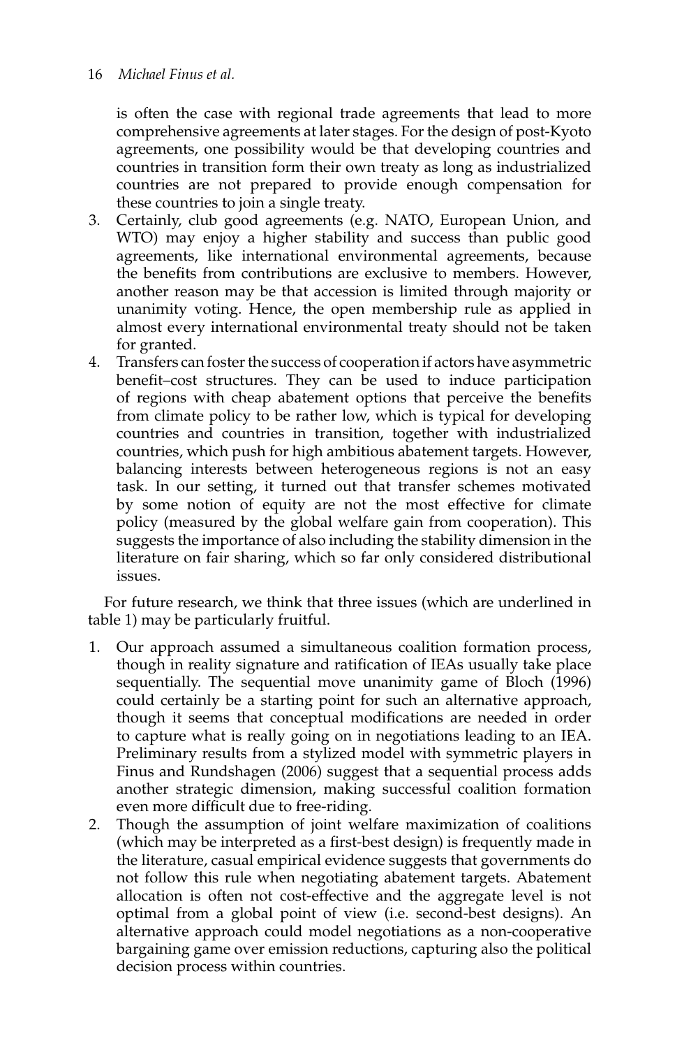is often the case with regional trade agreements that lead to more comprehensive agreements at later stages. For the design of post-Kyoto agreements, one possibility would be that developing countries and countries in transition form their own treaty as long as industrialized countries are not prepared to provide enough compensation for these countries to join a single treaty.

3. Certainly, club good agreements (e.g. NATO, European Union, and WTO) may enjoy a higher stability and success than public good agreements, like international environmental agreements, because the benefits from contributions are exclusive to members. However, another reason may be that accession is limited through majority or unanimity voting. Hence, the open membership rule as applied in almost every international environmental treaty should not be taken for granted.
4. Transfers can foster the success of cooperation if actors have asymmetric benefit–cost structures. They can be used to induce participation of regions with cheap abatement options that perceive the benefits from climate policy to be rather low, which is typical for developing countries and countries in transition, together with industrialized countries, which push for high ambitious abatement targets. However, balancing interests between heterogeneous regions is not an easy task. In our setting, it turned out that transfer schemes motivated by some notion of equity are not the most effective for climate policy (measured by the global welfare gain from cooperation). This suggests the importance of also including the stability dimension in the literature on fair sharing, which so far only considered distributional issues.

For future research, we think that three issues (which are underlined in table 1) may be particularly fruitful.

1. Our approach assumed a simultaneous coalition formation process, though in reality signature and ratification of IEAs usually take place sequentially. The sequential move unanimity game of Bloch (1996) could certainly be a starting point for such an alternative approach, though it seems that conceptual modifications are needed in order to capture what is really going on in negotiations leading to an IEA. Preliminary results from a stylized model with symmetric players in Finus and Rundshagen (2006) suggest that a sequential process adds another strategic dimension, making successful coalition formation even more difficult due to free-riding.
2. Though the assumption of joint welfare maximization of coalitions (which may be interpreted as a first-best design) is frequently made in the literature, casual empirical evidence suggests that governments do not follow this rule when negotiating abatement targets. Abatement allocation is often not cost-effective and the aggregate level is not optimal from a global point of view (i.e. second-best designs). An alternative approach could model negotiations as a non-cooperative bargaining game over emission reductions, capturing also the political decision process within countries.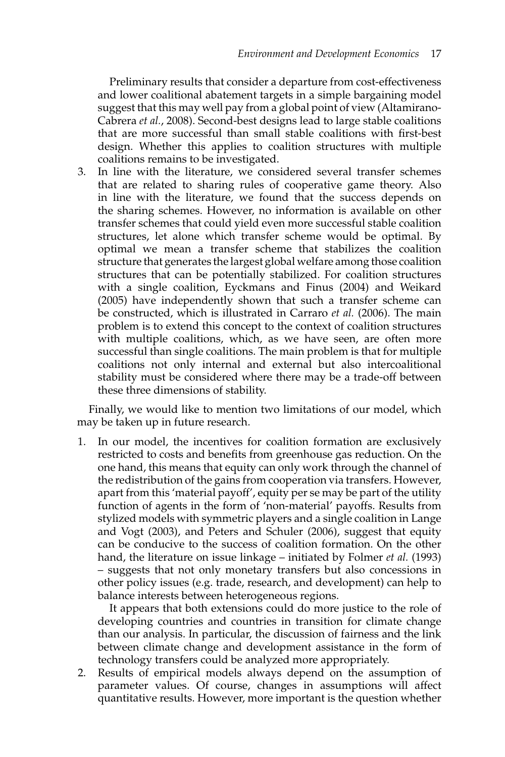Preliminary results that consider a departure from cost-effectiveness and lower coalitional abatement targets in a simple bargaining model suggest that this may well pay from a global point of view (Altamirano-Cabrera *et al.*, 2008). Second-best designs lead to large stable coalitions that are more successful than small stable coalitions with first-best design. Whether this applies to coalition structures with multiple coalitions remains to be investigated.

3. In line with the literature, we considered several transfer schemes that are related to sharing rules of cooperative game theory. Also in line with the literature, we found that the success depends on the sharing schemes. However, no information is available on other transfer schemes that could yield even more successful stable coalition structures, let alone which transfer scheme would be optimal. By optimal we mean a transfer scheme that stabilizes the coalition structure that generates the largest global welfare among those coalition structures that can be potentially stabilized. For coalition structures with a single coalition, Eyckmans and Finus (2004) and Weikard (2005) have independently shown that such a transfer scheme can be constructed, which is illustrated in Carraro *et al.* (2006). The main problem is to extend this concept to the context of coalition structures with multiple coalitions, which, as we have seen, are often more successful than single coalitions. The main problem is that for multiple coalitions not only internal and external but also intercoalitional stability must be considered where there may be a trade-off between these three dimensions of stability.

Finally, we would like to mention two limitations of our model, which may be taken up in future research.

1. In our model, the incentives for coalition formation are exclusively restricted to costs and benefits from greenhouse gas reduction. On the one hand, this means that equity can only work through the channel of the redistribution of the gains from cooperation via transfers. However, apart from this 'material payoff', equity per se may be part of the utility function of agents in the form of 'non-material' payoffs. Results from stylized models with symmetric players and a single coalition in Lange and Vogt (2003), and Peters and Schuler (2006), suggest that equity can be conducive to the success of coalition formation. On the other hand, the literature on issue linkage – initiated by Folmer *et al.* (1993) – suggests that not only monetary transfers but also concessions in other policy issues (e.g. trade, research, and development) can help to balance interests between heterogeneous regions.

   It appears that both extensions could do more justice to the role of developing countries and countries in transition for climate change than our analysis. In particular, the discussion of fairness and the link between climate change and development assistance in the form of technology transfers could be analyzed more appropriately.

2. Results of empirical models always depend on the assumption of parameter values. Of course, changes in assumptions will affect quantitative results. However, more important is the question whether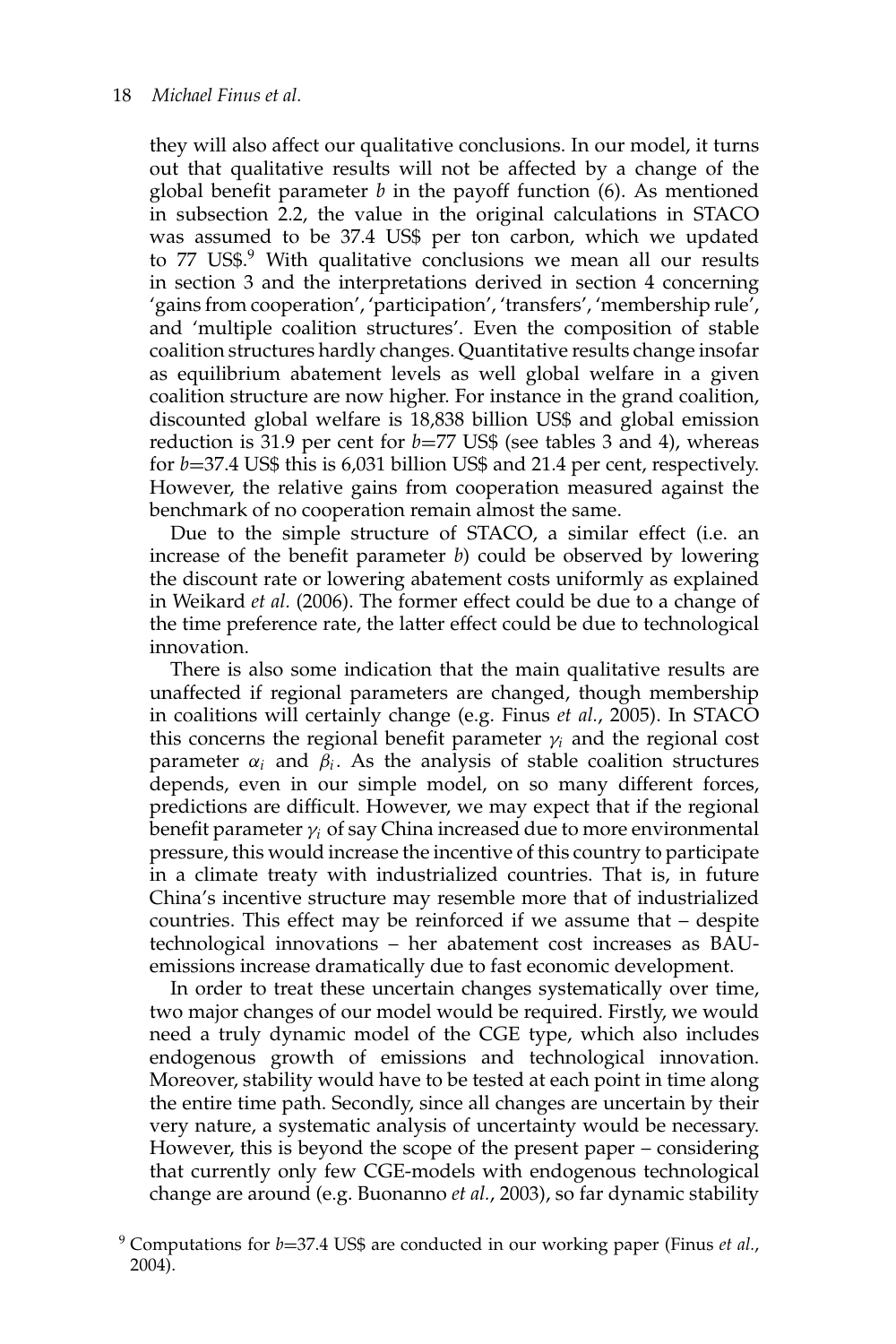they will also affect our qualitative conclusions. In our model, it turns out that qualitative results will not be affected by a change of the global benefit parameter $b$ in the payoff function (6). As mentioned in subsection 2.2, the value in the original calculations in STACO was assumed to be 37.4 US$ per ton carbon, which we updated to 77 US$.[9] With qualitative conclusions we mean all our results in section 3 and the interpretations derived in section 4 concerning 'gains from cooperation', 'participation', 'transfers', 'membership rule', and 'multiple coalition structures'. Even the composition of stable coalition structures hardly changes. Quantitative results change insofar as equilibrium abatement levels as well global welfare in a given coalition structure are now higher. For instance in the grand coalition, discounted global welfare is 18,838 billion US$ and global emission reduction is 31.9 per cent for $b$=77 US$ (see tables 3 and 4), whereas for $b$=37.4 US$ this is 6,031 billion US$ and 21.4 per cent, respectively. However, the relative gains from cooperation measured against the benchmark of no cooperation remain almost the same.

Due to the simple structure of STACO, a similar effect (i.e. an increase of the benefit parameter $b$) could be observed by lowering the discount rate or lowering abatement costs uniformly as explained in Weikard *et al.* (2006). The former effect could be due to a change of the time preference rate, the latter effect could be due to technological innovation.

There is also some indication that the main qualitative results are unaffected if regional parameters are changed, though membership in coalitions will certainly change (e.g. Finus *et al.*, 2005). In STACO this concerns the regional benefit parameter $\gamma_i$ and the regional cost parameter $\alpha_i$ and $\beta_i$. As the analysis of stable coalition structures depends, even in our simple model, on so many different forces, predictions are difficult. However, we may expect that if the regional benefit parameter $\gamma_i$ of say China increased due to more environmental pressure, this would increase the incentive of this country to participate in a climate treaty with industrialized countries. That is, in future China's incentive structure may resemble more that of industrialized countries. This effect may be reinforced if we assume that – despite technological innovations – her abatement cost increases as BAU-emissions increase dramatically due to fast economic development.

In order to treat these uncertain changes systematically over time, two major changes of our model would be required. Firstly, we would need a truly dynamic model of the CGE type, which also includes endogenous growth of emissions and technological innovation. Moreover, stability would have to be tested at each point in time along the entire time path. Secondly, since all changes are uncertain by their very nature, a systematic analysis of uncertainty would be necessary. However, this is beyond the scope of the present paper – considering that currently only few CGE-models with endogenous technological change are around (e.g. Buonanno *et al.*, 2003), so far dynamic stability

[9] Computations for $b$=37.4 US$ are conducted in our working paper (Finus *et al.*, 2004).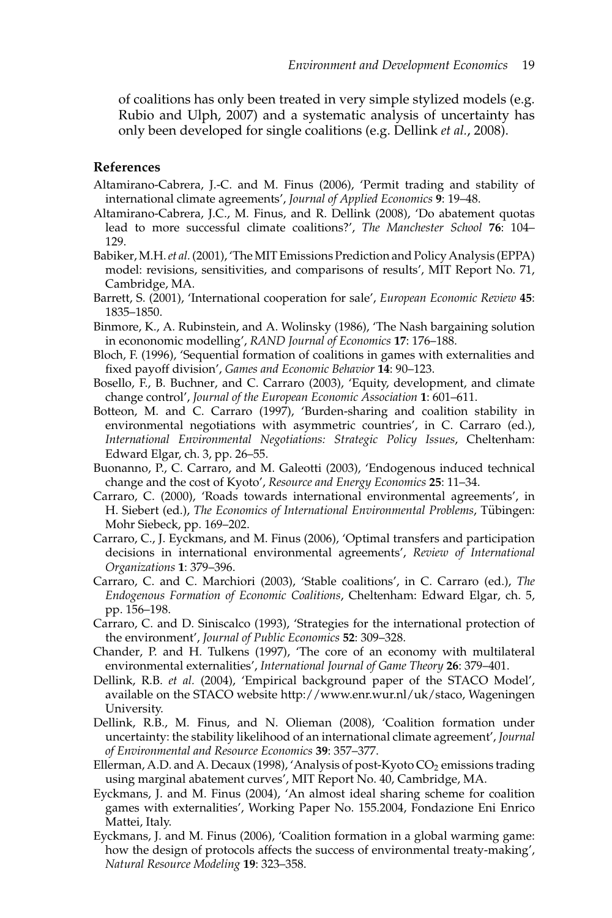of coalitions has only been treated in very simple stylized models (e.g. Rubio and Ulph, 2007) and a systematic analysis of uncertainty has only been developed for single coalitions (e.g. Dellink *et al.*, 2008).

## References

Altamirano-Cabrera, J.-C. and M. Finus (2006), 'Permit trading and stability of international climate agreements', *Journal of Applied Economics* **9**: 19–48.

Altamirano-Cabrera, J.C., M. Finus, and R. Dellink (2008), 'Do abatement quotas lead to more successful climate coalitions?', *The Manchester School* **76**: 104–129.

Babiker, M.H. *et al.* (2001), 'The MIT Emissions Prediction and Policy Analysis (EPPA) model: revisions, sensitivities, and comparisons of results', MIT Report No. 71, Cambridge, MA.

Barrett, S. (2001), 'International cooperation for sale', *European Economic Review* **45**: 1835–1850.

Binmore, K., A. Rubinstein, and A. Wolinsky (1986), 'The Nash bargaining solution in econonomic modelling', *RAND Journal of Economics* **17**: 176–188.

Bloch, F. (1996), 'Sequential formation of coalitions in games with externalities and fixed payoff division', *Games and Economic Behavior* **14**: 90–123.

Bosello, F., B. Buchner, and C. Carraro (2003), 'Equity, development, and climate change control', *Journal of the European Economic Association* **1**: 601–611.

Botteon, M. and C. Carraro (1997), 'Burden-sharing and coalition stability in environmental negotiations with asymmetric countries', in C. Carraro (ed.), *International Environmental Negotiations: Strategic Policy Issues*, Cheltenham: Edward Elgar, ch. 3, pp. 26–55.

Buonanno, P., C. Carraro, and M. Galeotti (2003), 'Endogenous induced technical change and the cost of Kyoto', *Resource and Energy Economics* **25**: 11–34.

Carraro, C. (2000), 'Roads towards international environmental agreements', in H. Siebert (ed.), *The Economics of International Environmental Problems*, Tübingen: Mohr Siebeck, pp. 169–202.

Carraro, C., J. Eyckmans, and M. Finus (2006), 'Optimal transfers and participation decisions in international environmental agreements', *Review of International Organizations* **1**: 379–396.

Carraro, C. and C. Marchiori (2003), 'Stable coalitions', in C. Carraro (ed.), *The Endogenous Formation of Economic Coalitions*, Cheltenham: Edward Elgar, ch. 5, pp. 156–198.

Carraro, C. and D. Siniscalco (1993), 'Strategies for the international protection of the environment', *Journal of Public Economics* **52**: 309–328.

Chander, P. and H. Tulkens (1997), 'The core of an economy with multilateral environmental externalities', *International Journal of Game Theory* **26**: 379–401.

Dellink, R.B. *et al.* (2004), 'Empirical background paper of the STACO Model', available on the STACO website http://www.enr.wur.nl/uk/staco, Wageningen University.

Dellink, R.B., M. Finus, and N. Olieman (2008), 'Coalition formation under uncertainty: the stability likelihood of an international climate agreement', *Journal of Environmental and Resource Economics* **39**: 357–377.

Ellerman, A.D. and A. Decaux (1998), 'Analysis of post-Kyoto $CO_2$ emissions trading using marginal abatement curves', MIT Report No. 40, Cambridge, MA.

Eyckmans, J. and M. Finus (2004), 'An almost ideal sharing scheme for coalition games with externalities', Working Paper No. 155.2004, Fondazione Eni Enrico Mattei, Italy.

Eyckmans, J. and M. Finus (2006), 'Coalition formation in a global warming game: how the design of protocols affects the success of environmental treaty-making', *Natural Resource Modeling* **19**: 323–358.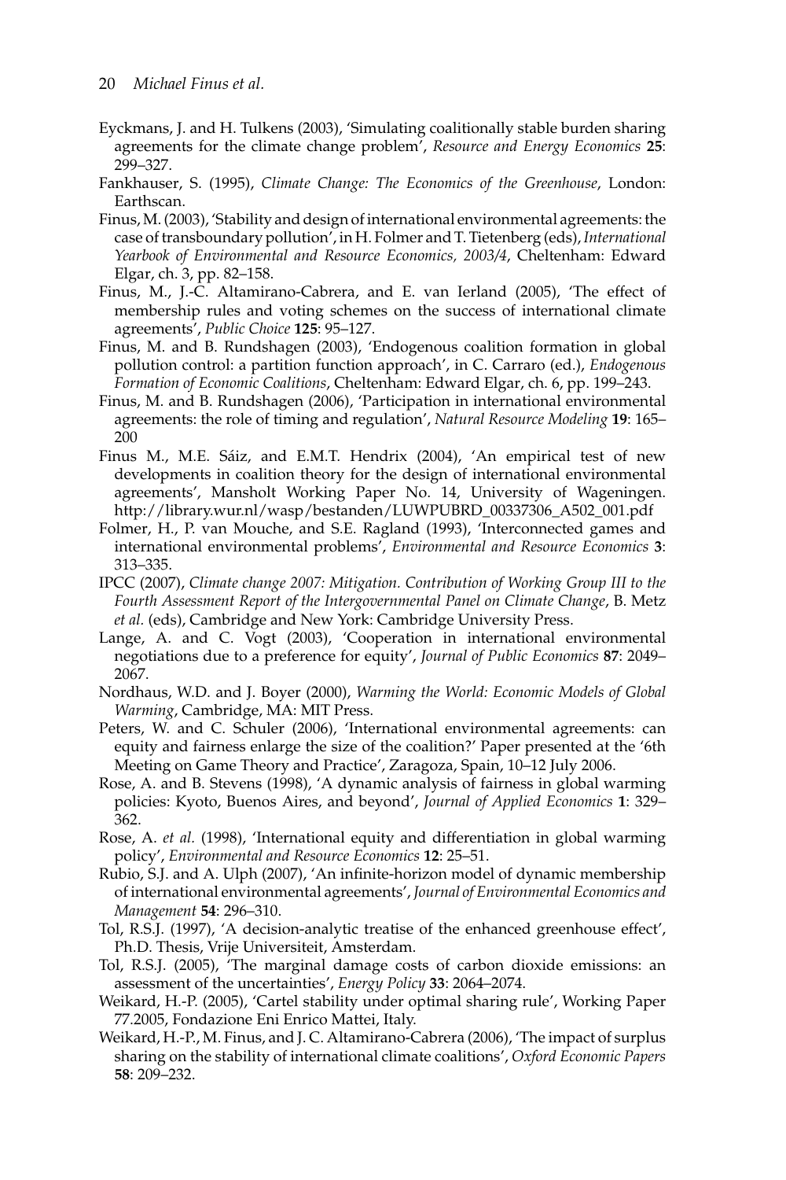Eyckmans, J. and H. Tulkens (2003), 'Simulating coalitionally stable burden sharing agreements for the climate change problem', *Resource and Energy Economics* **25**: 299–327.

Fankhauser, S. (1995), *Climate Change: The Economics of the Greenhouse*, London: Earthscan.

Finus, M. (2003), 'Stability and design of international environmental agreements: the case of transboundary pollution', in H. Folmer and T. Tietenberg (eds), *International Yearbook of Environmental and Resource Economics, 2003/4*, Cheltenham: Edward Elgar, ch. 3, pp. 82–158.

Finus, M., J.-C. Altamirano-Cabrera, and E. van Ierland (2005), 'The effect of membership rules and voting schemes on the success of international climate agreements', *Public Choice* **125**: 95–127.

Finus, M. and B. Rundshagen (2003), 'Endogenous coalition formation in global pollution control: a partition function approach', in C. Carraro (ed.), *Endogenous Formation of Economic Coalitions*, Cheltenham: Edward Elgar, ch. 6, pp. 199–243.

Finus, M. and B. Rundshagen (2006), 'Participation in international environmental agreements: the role of timing and regulation', *Natural Resource Modeling* **19**: 165–200

Finus M., M.E. Sáiz, and E.M.T. Hendrix (2004), 'An empirical test of new developments in coalition theory for the design of international environmental agreements', Mansholt Working Paper No. 14, University of Wageningen. http://library.wur.nl/wasp/bestanden/LUWPUBRD_00337306_A502_001.pdf

Folmer, H., P. van Mouche, and S.E. Ragland (1993), 'Interconnected games and international environmental problems', *Environmental and Resource Economics* **3**: 313–335.

IPCC (2007), *Climate change 2007: Mitigation. Contribution of Working Group III to the Fourth Assessment Report of the Intergovernmental Panel on Climate Change*, B. Metz *et al.* (eds), Cambridge and New York: Cambridge University Press.

Lange, A. and C. Vogt (2003), 'Cooperation in international environmental negotiations due to a preference for equity', *Journal of Public Economics* **87**: 2049–2067.

Nordhaus, W.D. and J. Boyer (2000), *Warming the World: Economic Models of Global Warming*, Cambridge, MA: MIT Press.

Peters, W. and C. Schuler (2006), 'International environmental agreements: can equity and fairness enlarge the size of the coalition?' Paper presented at the '6th Meeting on Game Theory and Practice', Zaragoza, Spain, 10–12 July 2006.

Rose, A. and B. Stevens (1998), 'A dynamic analysis of fairness in global warming policies: Kyoto, Buenos Aires, and beyond', *Journal of Applied Economics* **1**: 329–362.

Rose, A. *et al.* (1998), 'International equity and differentiation in global warming policy', *Environmental and Resource Economics* **12**: 25–51.

Rubio, S.J. and A. Ulph (2007), 'An infinite-horizon model of dynamic membership of international environmental agreements', *Journal of Environmental Economics and Management* **54**: 296–310.

Tol, R.S.J. (1997), 'A decision-analytic treatise of the enhanced greenhouse effect', Ph.D. Thesis, Vrije Universiteit, Amsterdam.

Tol, R.S.J. (2005), 'The marginal damage costs of carbon dioxide emissions: an assessment of the uncertainties', *Energy Policy* **33**: 2064–2074.

Weikard, H.-P. (2005), 'Cartel stability under optimal sharing rule', Working Paper 77.2005, Fondazione Eni Enrico Mattei, Italy.

Weikard, H.-P., M. Finus, and J. C. Altamirano-Cabrera (2006), 'The impact of surplus sharing on the stability of international climate coalitions', *Oxford Economic Papers* **58**: 209–232.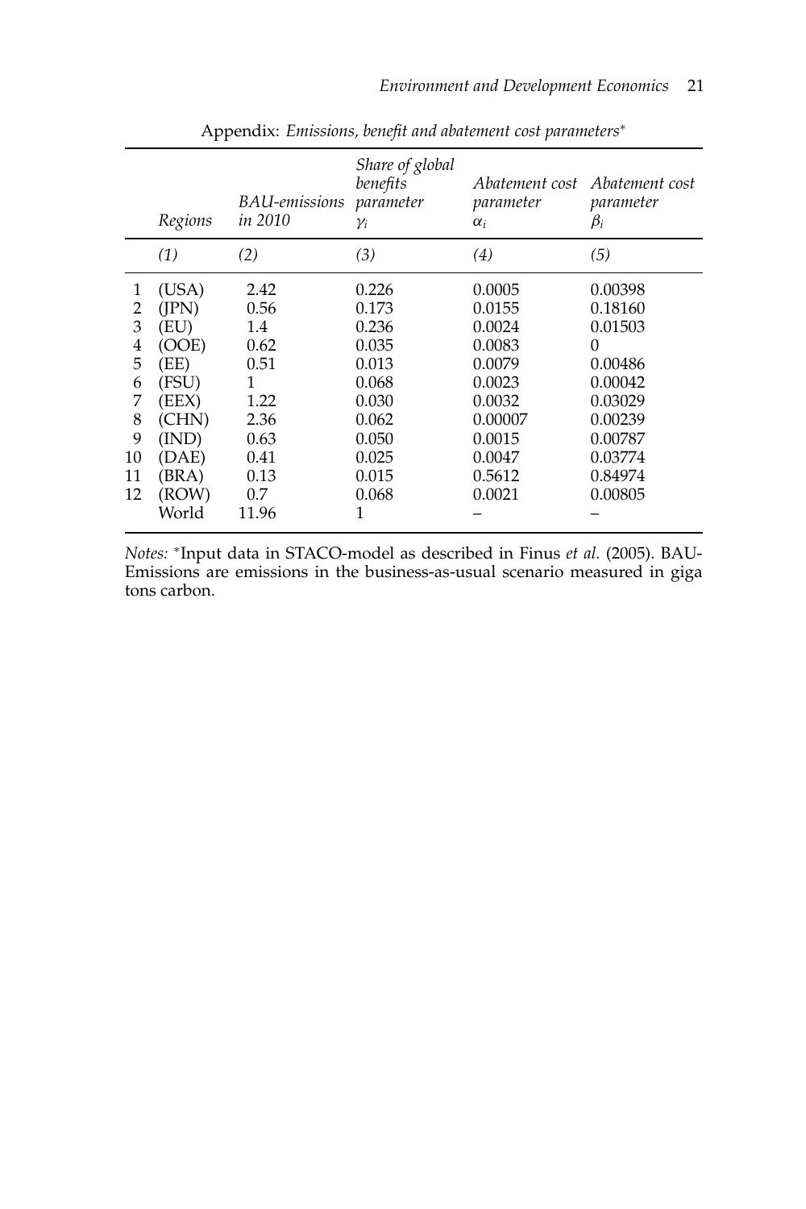Appendix: *Emissions, benefit and abatement cost parameters**

| | Regions | BAU-emissions in 2010 | Share of global benefits parameter $\gamma_i$ | Abatement cost parameter $\alpha_i$ | Abatement cost parameter $\beta_i$ |
|---|---|---|---|---|---|
| | (1) | (2) | (3) | (4) | (5) |
| 1 | (USA) | 2.42 | 0.226 | 0.0005 | 0.00398 |
| 2 | (JPN) | 0.56 | 0.173 | 0.0155 | 0.18160 |
| 3 | (EU) | 1.4 | 0.236 | 0.0024 | 0.01503 |
| 4 | (OOE) | 0.62 | 0.035 | 0.0083 | 0 |
| 5 | (EE) | 0.51 | 0.013 | 0.0079 | 0.00486 |
| 6 | (FSU) | 1 | 0.068 | 0.0023 | 0.00042 |
| 7 | (EEX) | 1.22 | 0.030 | 0.0032 | 0.03029 |
| 8 | (CHN) | 2.36 | 0.062 | 0.00007 | 0.00239 |
| 9 | (IND) | 0.63 | 0.050 | 0.0015 | 0.00787 |
| 10 | (DAE) | 0.41 | 0.025 | 0.0047 | 0.03774 |
| 11 | (BRA) | 0.13 | 0.015 | 0.5612 | 0.84974 |
| 12 | (ROW) | 0.7 | 0.068 | 0.0021 | 0.00805 |
| | World | 11.96 | 1 | – | – |

*Notes:* *Input data in STACO-model as described in Finus *et al.* (2005). BAU-Emissions are emissions in the business-as-usual scenario measured in giga tons carbon.